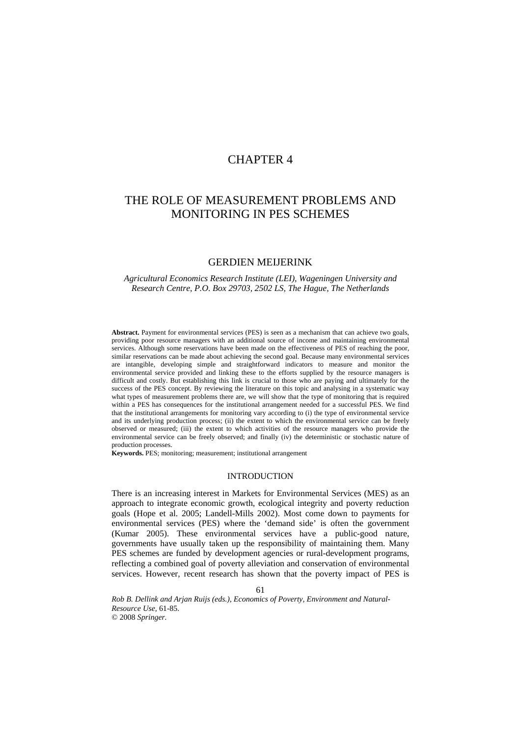# CHAPTER 4

# THE ROLE OF MEASUREMENT PROBLEMS AND MONITORING IN PES SCHEMES

## GERDIEN MEIJERINK

*Agricultural Economics Research Institute (LEI), Wageningen University and Research Centre, P.O. Box 29703, 2502 LS, The Hague, The Netherlands*

**Abstract.** Payment for environmental services (PES) is seen as a mechanism that can achieve two goals, providing poor resource managers with an additional source of income and maintaining environmental services. Although some reservations have been made on the effectiveness of PES of reaching the poor, similar reservations can be made about achieving the second goal. Because many environmental services are intangible, developing simple and straightforward indicators to measure and monitor the environmental service provided and linking these to the efforts supplied by the resource managers is difficult and costly. But establishing this link is crucial to those who are paying and ultimately for the success of the PES concept. By reviewing the literature on this topic and analysing in a systematic way what types of measurement problems there are, we will show that the type of monitoring that is required within a PES has consequences for the institutional arrangement needed for a successful PES. We find that the institutional arrangements for monitoring vary according to (i) the type of environmental service and its underlying production process; (ii) the extent to which the environmental service can be freely observed or measured; (iii) the extent to which activities of the resource managers who provide the environmental service can be freely observed; and finally (iv) the deterministic or stochastic nature of production processes.

**Keywords.** PES; monitoring; measurement; institutional arrangement

## INTRODUCTION

There is an increasing interest in Markets for Environmental Services (MES) as an approach to integrate economic growth, ecological integrity and poverty reduction goals (Hope et al. 2005; Landell-Mills 2002). Most come down to payments for environmental services (PES) where the 'demand side' is often the government (Kumar 2005). These environmental services have a public-good nature, governments have usually taken up the responsibility of maintaining them. Many PES schemes are funded by development agencies or rural-development programs, reflecting a combined goal of poverty alleviation and conservation of environmental services. However, recent research has shown that the poverty impact of PES is

*Rob B. Dellink and Arjan Ruijs (eds.), Economics of Poverty, Environment and Natural-Resource Use,* 61-85.
© 2008 *Springer.*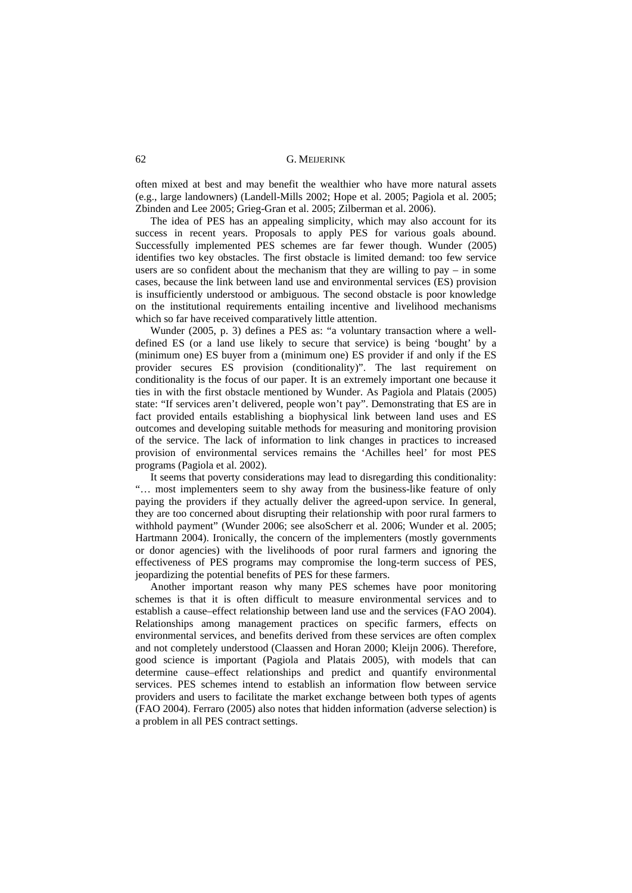often mixed at best and may benefit the wealthier who have more natural assets (e.g., large landowners) (Landell-Mills 2002; Hope et al. 2005; Pagiola et al. 2005; Zbinden and Lee 2005; Grieg-Gran et al. 2005; Zilberman et al. 2006).

The idea of PES has an appealing simplicity, which may also account for its success in recent years. Proposals to apply PES for various goals abound. Successfully implemented PES schemes are far fewer though. Wunder (2005) identifies two key obstacles. The first obstacle is limited demand: too few service users are so confident about the mechanism that they are willing to pay – in some cases, because the link between land use and environmental services (ES) provision is insufficiently understood or ambiguous. The second obstacle is poor knowledge on the institutional requirements entailing incentive and livelihood mechanisms which so far have received comparatively little attention.

Wunder (2005, p. 3) defines a PES as: "a voluntary transaction where a well-defined ES (or a land use likely to secure that service) is being 'bought' by a (minimum one) ES buyer from a (minimum one) ES provider if and only if the ES provider secures ES provision (conditionality)". The last requirement on conditionality is the focus of our paper. It is an extremely important one because it ties in with the first obstacle mentioned by Wunder. As Pagiola and Platais (2005) state: "If services aren't delivered, people won't pay". Demonstrating that ES are in fact provided entails establishing a biophysical link between land uses and ES outcomes and developing suitable methods for measuring and monitoring provision of the service. The lack of information to link changes in practices to increased provision of environmental services remains the 'Achilles heel' for most PES programs (Pagiola et al. 2002).

It seems that poverty considerations may lead to disregarding this conditionality: "… most implementers seem to shy away from the business-like feature of only paying the providers if they actually deliver the agreed-upon service. In general, they are too concerned about disrupting their relationship with poor rural farmers to withhold payment" (Wunder 2006; see alsoScherr et al. 2006; Wunder et al. 2005; Hartmann 2004). Ironically, the concern of the implementers (mostly governments or donor agencies) with the livelihoods of poor rural farmers and ignoring the effectiveness of PES programs may compromise the long-term success of PES, jeopardizing the potential benefits of PES for these farmers.

Another important reason why many PES schemes have poor monitoring schemes is that it is often difficult to measure environmental services and to establish a cause–effect relationship between land use and the services (FAO 2004). Relationships among management practices on specific farmers, effects on environmental services, and benefits derived from these services are often complex and not completely understood (Claassen and Horan 2000; Kleijn 2006). Therefore, good science is important (Pagiola and Platais 2005), with models that can determine cause–effect relationships and predict and quantify environmental services. PES schemes intend to establish an information flow between service providers and users to facilitate the market exchange between both types of agents (FAO 2004). Ferraro (2005) also notes that hidden information (adverse selection) is a problem in all PES contract settings.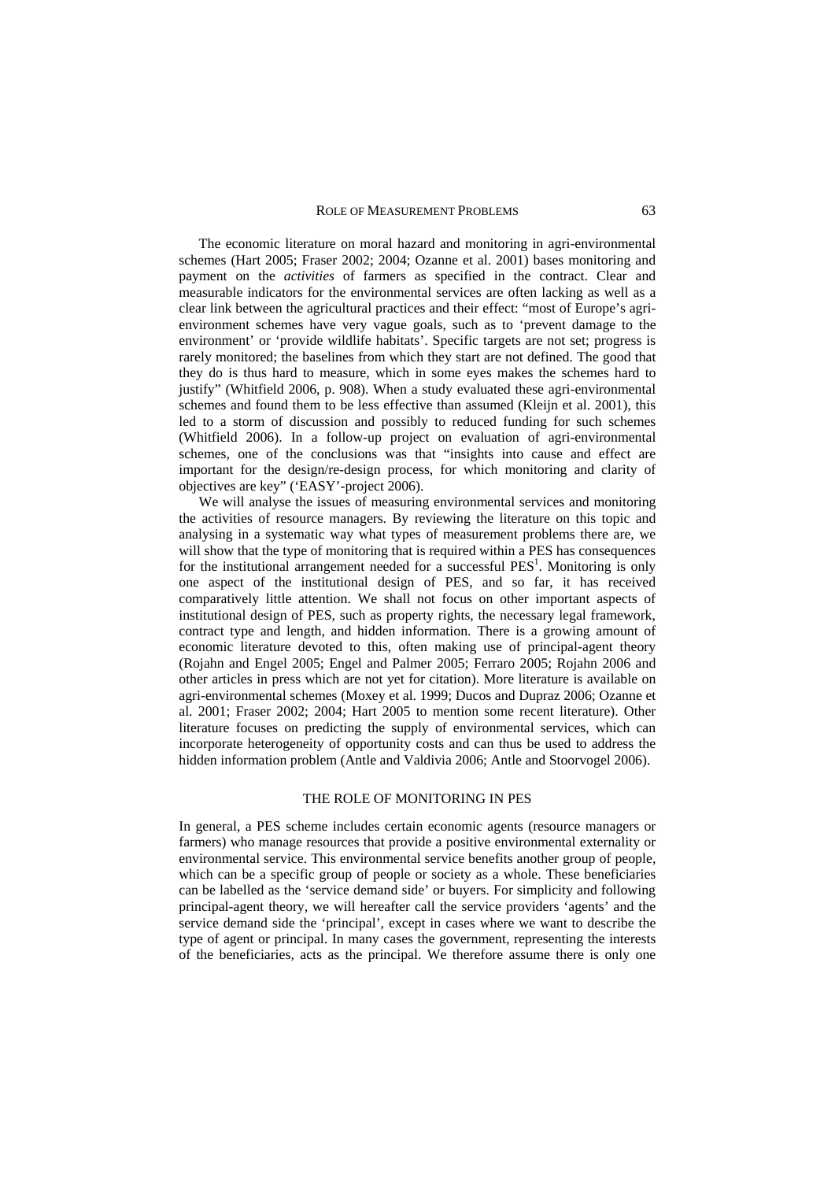The economic literature on moral hazard and monitoring in agri-environmental schemes (Hart 2005; Fraser 2002; 2004; Ozanne et al. 2001) bases monitoring and payment on the *activities* of farmers as specified in the contract. Clear and measurable indicators for the environmental services are often lacking as well as a clear link between the agricultural practices and their effect: "most of Europe's agri-environment schemes have very vague goals, such as to 'prevent damage to the environment' or 'provide wildlife habitats'. Specific targets are not set; progress is rarely monitored; the baselines from which they start are not defined. The good that they do is thus hard to measure, which in some eyes makes the schemes hard to justify" (Whitfield 2006, p. 908). When a study evaluated these agri-environmental schemes and found them to be less effective than assumed (Kleijn et al. 2001), this led to a storm of discussion and possibly to reduced funding for such schemes (Whitfield 2006). In a follow-up project on evaluation of agri-environmental schemes, one of the conclusions was that "insights into cause and effect are important for the design/re-design process, for which monitoring and clarity of objectives are key" ('EASY'-project 2006).

We will analyse the issues of measuring environmental services and monitoring the activities of resource managers. By reviewing the literature on this topic and analysing in a systematic way what types of measurement problems there are, we will show that the type of monitoring that is required within a PES has consequences for the institutional arrangement needed for a successful PES[1]. Monitoring is only one aspect of the institutional design of PES, and so far, it has received comparatively little attention. We shall not focus on other important aspects of institutional design of PES, such as property rights, the necessary legal framework, contract type and length, and hidden information. There is a growing amount of economic literature devoted to this, often making use of principal-agent theory (Rojahn and Engel 2005; Engel and Palmer 2005; Ferraro 2005; Rojahn 2006 and other articles in press which are not yet for citation). More literature is available on agri-environmental schemes (Moxey et al. 1999; Ducos and Dupraz 2006; Ozanne et al. 2001; Fraser 2002; 2004; Hart 2005 to mention some recent literature). Other literature focuses on predicting the supply of environmental services, which can incorporate heterogeneity of opportunity costs and can thus be used to address the hidden information problem (Antle and Valdivia 2006; Antle and Stoorvogel 2006).

## THE ROLE OF MONITORING IN PES

In general, a PES scheme includes certain economic agents (resource managers or farmers) who manage resources that provide a positive environmental externality or environmental service. This environmental service benefits another group of people, which can be a specific group of people or society as a whole. These beneficiaries can be labelled as the 'service demand side' or buyers. For simplicity and following principal-agent theory, we will hereafter call the service providers 'agents' and the service demand side the 'principal', except in cases where we want to describe the type of agent or principal. In many cases the government, representing the interests of the beneficiaries, acts as the principal. We therefore assume there is only one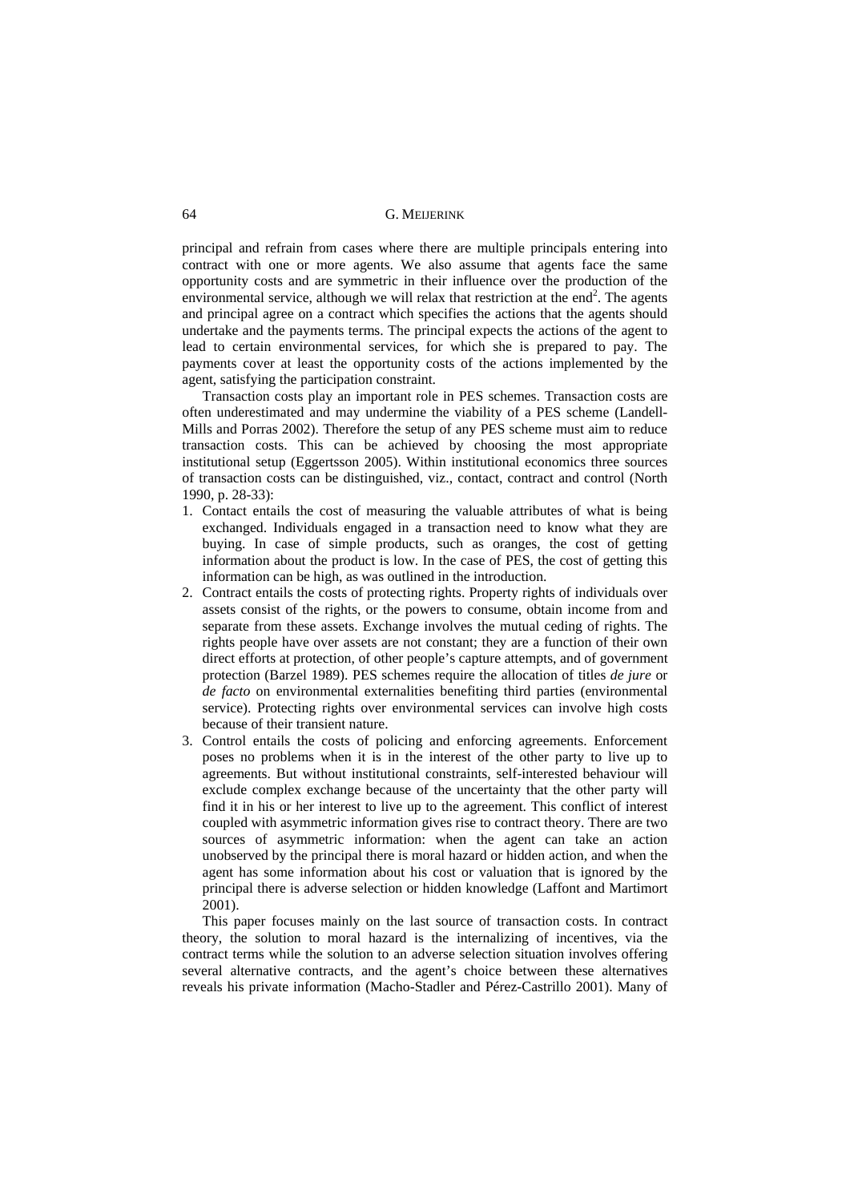principal and refrain from cases where there are multiple principals entering into contract with one or more agents. We also assume that agents face the same opportunity costs and are symmetric in their influence over the production of the environmental service, although we will relax that restriction at the end[2]. The agents and principal agree on a contract which specifies the actions that the agents should undertake and the payments terms. The principal expects the actions of the agent to lead to certain environmental services, for which she is prepared to pay. The payments cover at least the opportunity costs of the actions implemented by the agent, satisfying the participation constraint.

Transaction costs play an important role in PES schemes. Transaction costs are often underestimated and may undermine the viability of a PES scheme (Landell-Mills and Porras 2002). Therefore the setup of any PES scheme must aim to reduce transaction costs. This can be achieved by choosing the most appropriate institutional setup (Eggertsson 2005). Within institutional economics three sources of transaction costs can be distinguished, viz., contact, contract and control (North 1990, p. 28-33):

1. Contact entails the cost of measuring the valuable attributes of what is being exchanged. Individuals engaged in a transaction need to know what they are buying. In case of simple products, such as oranges, the cost of getting information about the product is low. In the case of PES, the cost of getting this information can be high, as was outlined in the introduction.
2. Contract entails the costs of protecting rights. Property rights of individuals over assets consist of the rights, or the powers to consume, obtain income from and separate from these assets. Exchange involves the mutual ceding of rights. The rights people have over assets are not constant; they are a function of their own direct efforts at protection, of other people's capture attempts, and of government protection (Barzel 1989). PES schemes require the allocation of titles *de jure* or *de facto* on environmental externalities benefiting third parties (environmental service). Protecting rights over environmental services can involve high costs because of their transient nature.
3. Control entails the costs of policing and enforcing agreements. Enforcement poses no problems when it is in the interest of the other party to live up to agreements. But without institutional constraints, self-interested behaviour will exclude complex exchange because of the uncertainty that the other party will find it in his or her interest to live up to the agreement. This conflict of interest coupled with asymmetric information gives rise to contract theory. There are two sources of asymmetric information: when the agent can take an action unobserved by the principal there is moral hazard or hidden action, and when the agent has some information about his cost or valuation that is ignored by the principal there is adverse selection or hidden knowledge (Laffont and Martimort 2001).

This paper focuses mainly on the last source of transaction costs. In contract theory, the solution to moral hazard is the internalizing of incentives, via the contract terms while the solution to an adverse selection situation involves offering several alternative contracts, and the agent's choice between these alternatives reveals his private information (Macho-Stadler and Pérez-Castrillo 2001). Many of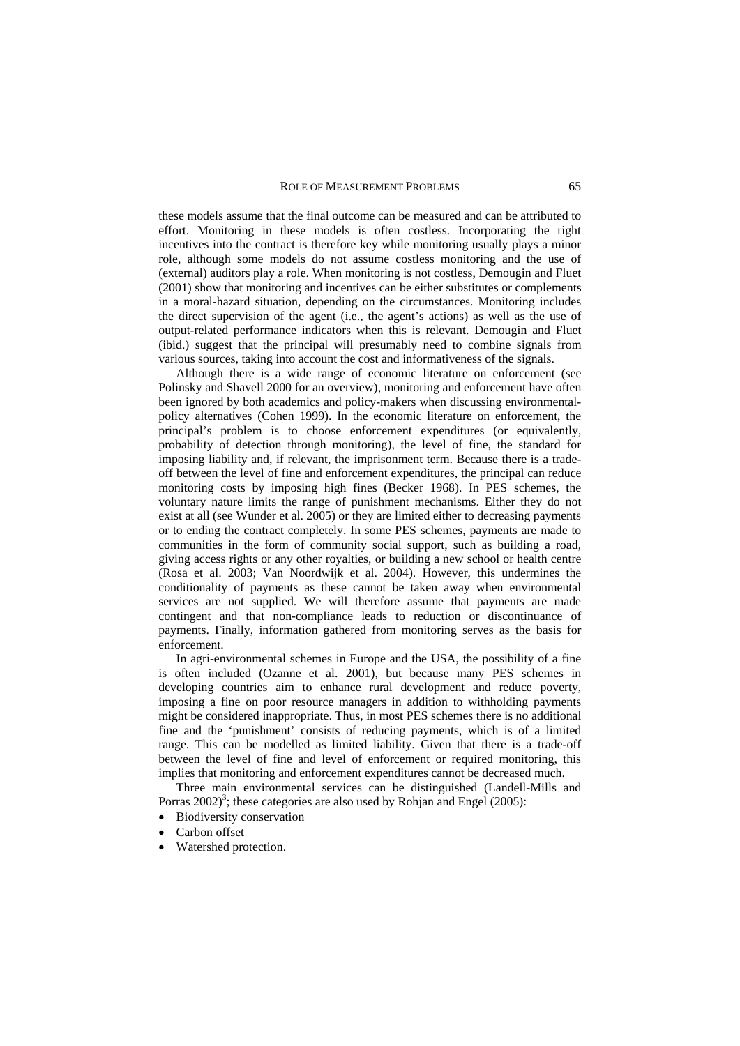these models assume that the final outcome can be measured and can be attributed to effort. Monitoring in these models is often costless. Incorporating the right incentives into the contract is therefore key while monitoring usually plays a minor role, although some models do not assume costless monitoring and the use of (external) auditors play a role. When monitoring is not costless, Demougin and Fluet (2001) show that monitoring and incentives can be either substitutes or complements in a moral-hazard situation, depending on the circumstances. Monitoring includes the direct supervision of the agent (i.e., the agent's actions) as well as the use of output-related performance indicators when this is relevant. Demougin and Fluet (ibid.) suggest that the principal will presumably need to combine signals from various sources, taking into account the cost and informativeness of the signals.

Although there is a wide range of economic literature on enforcement (see Polinsky and Shavell 2000 for an overview), monitoring and enforcement have often been ignored by both academics and policy-makers when discussing environmental-policy alternatives (Cohen 1999). In the economic literature on enforcement, the principal's problem is to choose enforcement expenditures (or equivalently, probability of detection through monitoring), the level of fine, the standard for imposing liability and, if relevant, the imprisonment term. Because there is a trade-off between the level of fine and enforcement expenditures, the principal can reduce monitoring costs by imposing high fines (Becker 1968). In PES schemes, the voluntary nature limits the range of punishment mechanisms. Either they do not exist at all (see Wunder et al. 2005) or they are limited either to decreasing payments or to ending the contract completely. In some PES schemes, payments are made to communities in the form of community social support, such as building a road, giving access rights or any other royalties, or building a new school or health centre (Rosa et al. 2003; Van Noordwijk et al. 2004). However, this undermines the conditionality of payments as these cannot be taken away when environmental services are not supplied. We will therefore assume that payments are made contingent and that non-compliance leads to reduction or discontinuance of payments. Finally, information gathered from monitoring serves as the basis for enforcement.

In agri-environmental schemes in Europe and the USA, the possibility of a fine is often included (Ozanne et al. 2001), but because many PES schemes in developing countries aim to enhance rural development and reduce poverty, imposing a fine on poor resource managers in addition to withholding payments might be considered inappropriate. Thus, in most PES schemes there is no additional fine and the 'punishment' consists of reducing payments, which is of a limited range. This can be modelled as limited liability. Given that there is a trade-off between the level of fine and level of enforcement or required monitoring, this implies that monitoring and enforcement expenditures cannot be decreased much.

Three main environmental services can be distinguished (Landell-Mills and Porras 2002)[3]; these categories are also used by Rohjan and Engel (2005):

- Biodiversity conservation
- Carbon offset
- Watershed protection.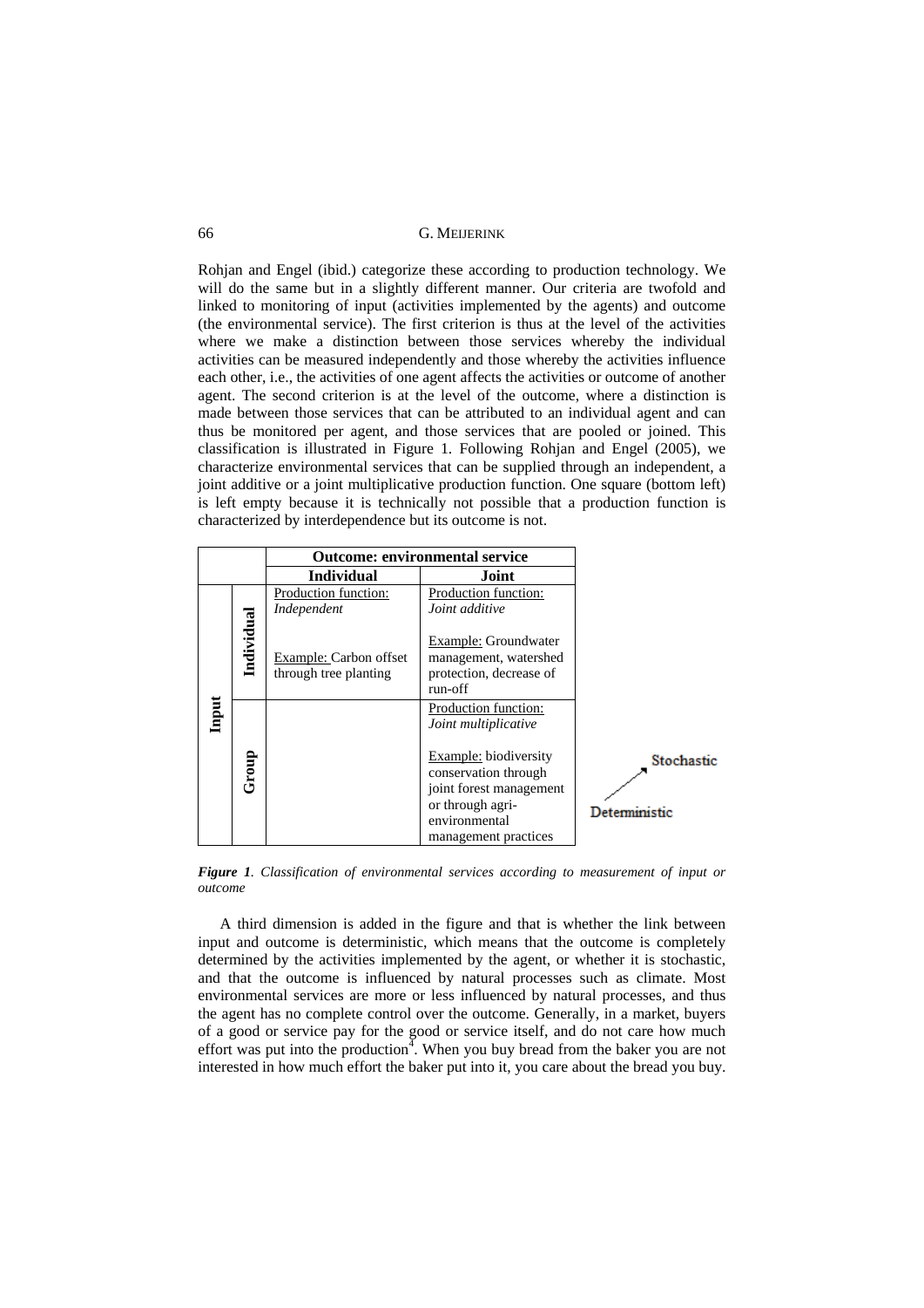Rohjan and Engel (ibid.) categorize these according to production technology. We will do the same but in a slightly different manner. Our criteria are twofold and linked to monitoring of input (activities implemented by the agents) and outcome (the environmental service). The first criterion is thus at the level of the activities where we make a distinction between those services whereby the individual activities can be measured independently and those whereby the activities influence each other, i.e., the activities of one agent affects the activities or outcome of another agent. The second criterion is at the level of the outcome, where a distinction is made between those services that can be attributed to an individual agent and can thus be monitored per agent, and those services that are pooled or joined. This classification is illustrated in Figure 1. Following Rohjan and Engel (2005), we characterize environmental services that can be supplied through an independent, a joint additive or a joint multiplicative production function. One square (bottom left) is left empty because it is technically not possible that a production function is characterized by interdependence but its outcome is not.

| | | **Outcome: environmental service** | |
|---|---|---|---|
| | | **Individual** | **Joint** |
| **Input** | **Individual** | Production function: *Independent* <br><br> Example: Carbon offset through tree planting | Production function: *Joint additive* <br><br> Example: Groundwater management, watershed protection, decrease of run-off |
| | **Group** | | Production function: *Joint multiplicative* <br><br> Example: biodiversity conservation through joint forest management or through agri-environmental management practices |

Deterministic → Stochastic

***Figure 1**. Classification of environmental services according to measurement of input or outcome*

A third dimension is added in the figure and that is whether the link between input and outcome is deterministic, which means that the outcome is completely determined by the activities implemented by the agent, or whether it is stochastic, and that the outcome is influenced by natural processes such as climate. Most environmental services are more or less influenced by natural processes, and thus the agent has no complete control over the outcome. Generally, in a market, buyers of a good or service pay for the good or service itself, and do not care how much effort was put into the production[4]. When you buy bread from the baker you are not interested in how much effort the baker put into it, you care about the bread you buy.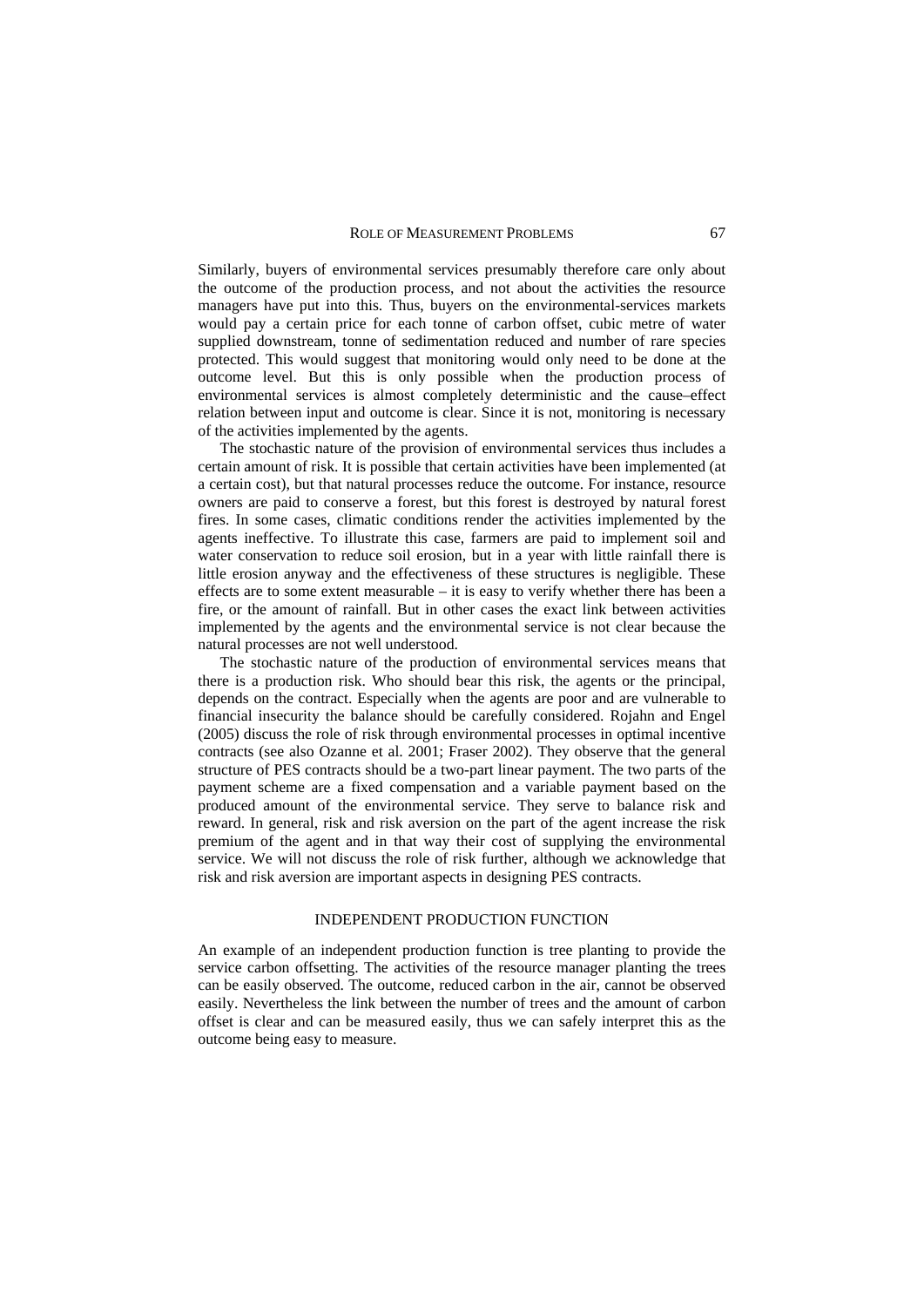Similarly, buyers of environmental services presumably therefore care only about the outcome of the production process, and not about the activities the resource managers have put into this. Thus, buyers on the environmental-services markets would pay a certain price for each tonne of carbon offset, cubic metre of water supplied downstream, tonne of sedimentation reduced and number of rare species protected. This would suggest that monitoring would only need to be done at the outcome level. But this is only possible when the production process of environmental services is almost completely deterministic and the cause–effect relation between input and outcome is clear. Since it is not, monitoring is necessary of the activities implemented by the agents.

The stochastic nature of the provision of environmental services thus includes a certain amount of risk. It is possible that certain activities have been implemented (at a certain cost), but that natural processes reduce the outcome. For instance, resource owners are paid to conserve a forest, but this forest is destroyed by natural forest fires. In some cases, climatic conditions render the activities implemented by the agents ineffective. To illustrate this case, farmers are paid to implement soil and water conservation to reduce soil erosion, but in a year with little rainfall there is little erosion anyway and the effectiveness of these structures is negligible. These effects are to some extent measurable – it is easy to verify whether there has been a fire, or the amount of rainfall. But in other cases the exact link between activities implemented by the agents and the environmental service is not clear because the natural processes are not well understood.

The stochastic nature of the production of environmental services means that there is a production risk. Who should bear this risk, the agents or the principal, depends on the contract. Especially when the agents are poor and are vulnerable to financial insecurity the balance should be carefully considered. Rojahn and Engel (2005) discuss the role of risk through environmental processes in optimal incentive contracts (see also Ozanne et al. 2001; Fraser 2002). They observe that the general structure of PES contracts should be a two-part linear payment. The two parts of the payment scheme are a fixed compensation and a variable payment based on the produced amount of the environmental service. They serve to balance risk and reward. In general, risk and risk aversion on the part of the agent increase the risk premium of the agent and in that way their cost of supplying the environmental service. We will not discuss the role of risk further, although we acknowledge that risk and risk aversion are important aspects in designing PES contracts.

## INDEPENDENT PRODUCTION FUNCTION

An example of an independent production function is tree planting to provide the service carbon offsetting. The activities of the resource manager planting the trees can be easily observed. The outcome, reduced carbon in the air, cannot be observed easily. Nevertheless the link between the number of trees and the amount of carbon offset is clear and can be measured easily, thus we can safely interpret this as the outcome being easy to measure.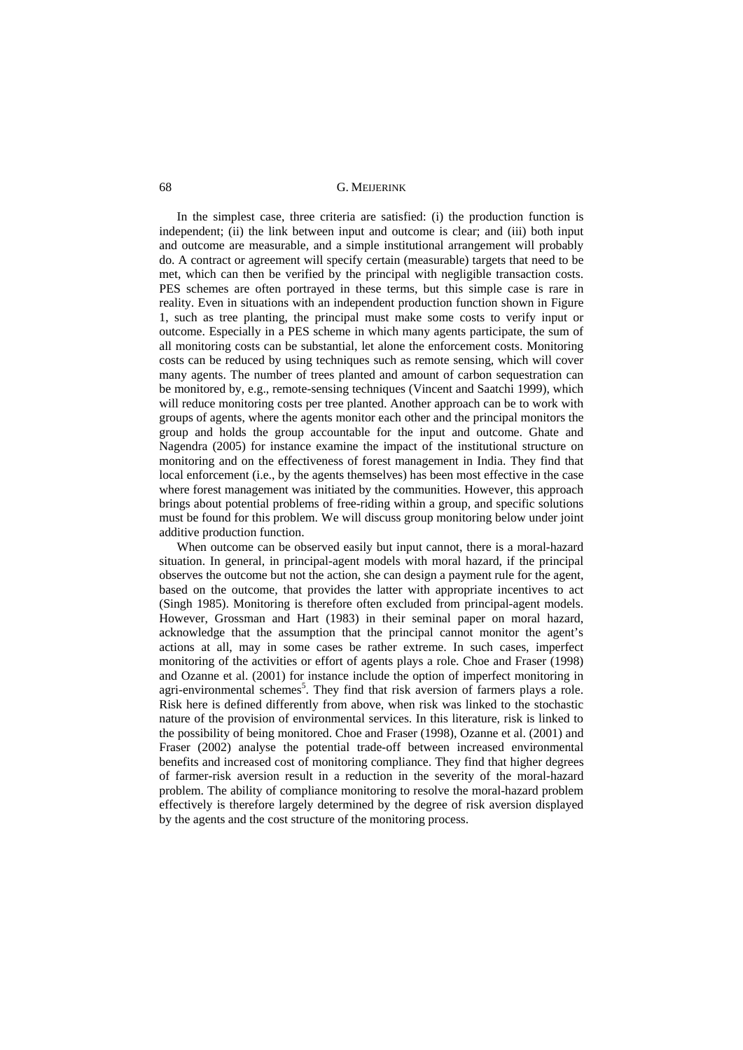In the simplest case, three criteria are satisfied: (i) the production function is independent; (ii) the link between input and outcome is clear; and (iii) both input and outcome are measurable, and a simple institutional arrangement will probably do. A contract or agreement will specify certain (measurable) targets that need to be met, which can then be verified by the principal with negligible transaction costs. PES schemes are often portrayed in these terms, but this simple case is rare in reality. Even in situations with an independent production function shown in Figure 1, such as tree planting, the principal must make some costs to verify input or outcome. Especially in a PES scheme in which many agents participate, the sum of all monitoring costs can be substantial, let alone the enforcement costs. Monitoring costs can be reduced by using techniques such as remote sensing, which will cover many agents. The number of trees planted and amount of carbon sequestration can be monitored by, e.g., remote-sensing techniques (Vincent and Saatchi 1999), which will reduce monitoring costs per tree planted. Another approach can be to work with groups of agents, where the agents monitor each other and the principal monitors the group and holds the group accountable for the input and outcome. Ghate and Nagendra (2005) for instance examine the impact of the institutional structure on monitoring and on the effectiveness of forest management in India. They find that local enforcement (i.e., by the agents themselves) has been most effective in the case where forest management was initiated by the communities. However, this approach brings about potential problems of free-riding within a group, and specific solutions must be found for this problem. We will discuss group monitoring below under joint additive production function.

When outcome can be observed easily but input cannot, there is a moral-hazard situation. In general, in principal-agent models with moral hazard, if the principal observes the outcome but not the action, she can design a payment rule for the agent, based on the outcome, that provides the latter with appropriate incentives to act (Singh 1985). Monitoring is therefore often excluded from principal-agent models. However, Grossman and Hart (1983) in their seminal paper on moral hazard, acknowledge that the assumption that the principal cannot monitor the agent's actions at all, may in some cases be rather extreme. In such cases, imperfect monitoring of the activities or effort of agents plays a role. Choe and Fraser (1998) and Ozanne et al. (2001) for instance include the option of imperfect monitoring in agri-environmental schemes[5]. They find that risk aversion of farmers plays a role. Risk here is defined differently from above, when risk was linked to the stochastic nature of the provision of environmental services. In this literature, risk is linked to the possibility of being monitored. Choe and Fraser (1998), Ozanne et al. (2001) and Fraser (2002) analyse the potential trade-off between increased environmental benefits and increased cost of monitoring compliance. They find that higher degrees of farmer-risk aversion result in a reduction in the severity of the moral-hazard problem. The ability of compliance monitoring to resolve the moral-hazard problem effectively is therefore largely determined by the degree of risk aversion displayed by the agents and the cost structure of the monitoring process.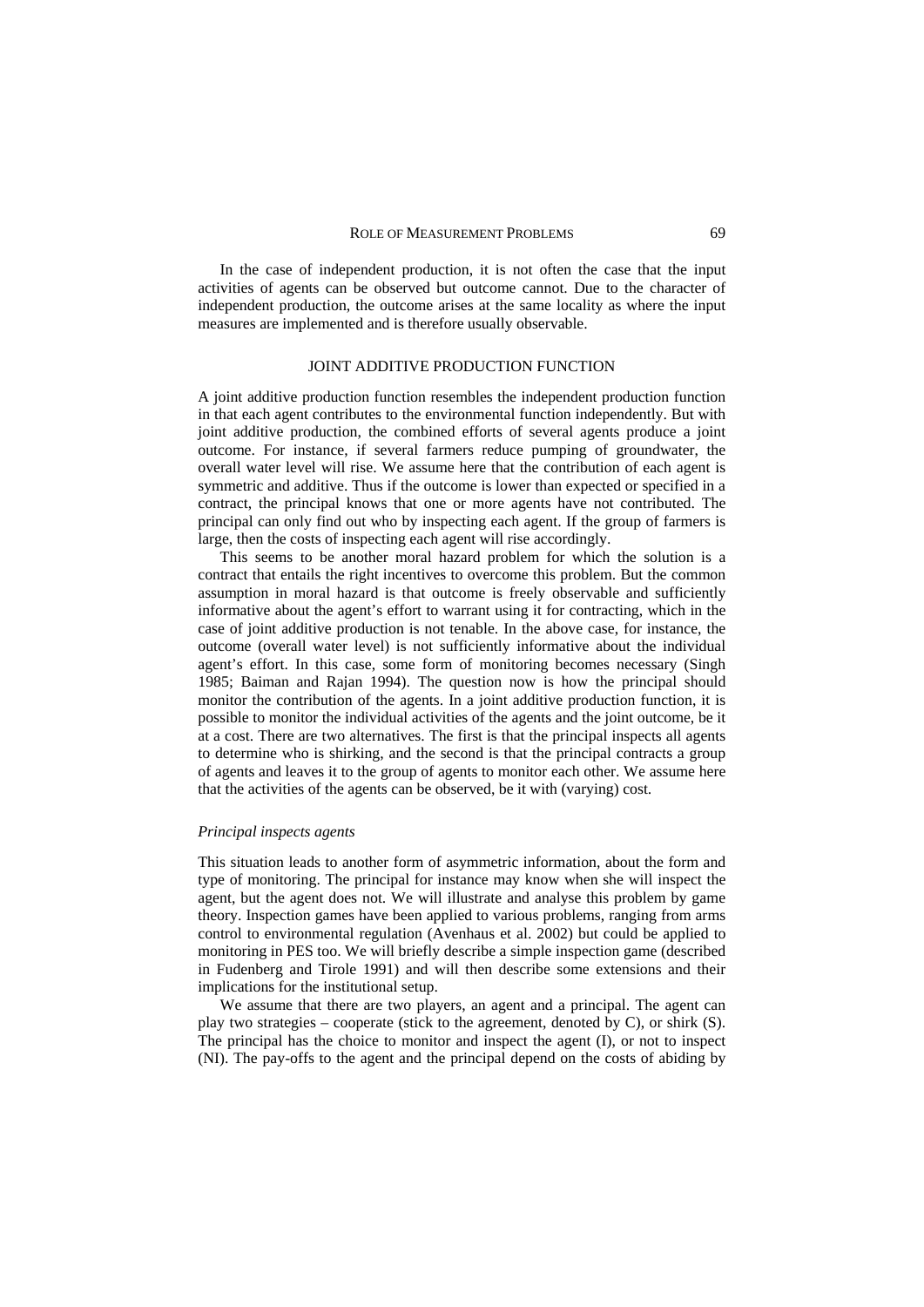In the case of independent production, it is not often the case that the input activities of agents can be observed but outcome cannot. Due to the character of independent production, the outcome arises at the same locality as where the input measures are implemented and is therefore usually observable.

## JOINT ADDITIVE PRODUCTION FUNCTION

A joint additive production function resembles the independent production function in that each agent contributes to the environmental function independently. But with joint additive production, the combined efforts of several agents produce a joint outcome. For instance, if several farmers reduce pumping of groundwater, the overall water level will rise. We assume here that the contribution of each agent is symmetric and additive. Thus if the outcome is lower than expected or specified in a contract, the principal knows that one or more agents have not contributed. The principal can only find out who by inspecting each agent. If the group of farmers is large, then the costs of inspecting each agent will rise accordingly.

This seems to be another moral hazard problem for which the solution is a contract that entails the right incentives to overcome this problem. But the common assumption in moral hazard is that outcome is freely observable and sufficiently informative about the agent's effort to warrant using it for contracting, which in the case of joint additive production is not tenable. In the above case, for instance, the outcome (overall water level) is not sufficiently informative about the individual agent's effort. In this case, some form of monitoring becomes necessary (Singh 1985; Baiman and Rajan 1994). The question now is how the principal should monitor the contribution of the agents. In a joint additive production function, it is possible to monitor the individual activities of the agents and the joint outcome, be it at a cost. There are two alternatives. The first is that the principal inspects all agents to determine who is shirking, and the second is that the principal contracts a group of agents and leaves it to the group of agents to monitor each other. We assume here that the activities of the agents can be observed, be it with (varying) cost.

### *Principal inspects agents*

This situation leads to another form of asymmetric information, about the form and type of monitoring. The principal for instance may know when she will inspect the agent, but the agent does not. We will illustrate and analyse this problem by game theory. Inspection games have been applied to various problems, ranging from arms control to environmental regulation (Avenhaus et al. 2002) but could be applied to monitoring in PES too. We will briefly describe a simple inspection game (described in Fudenberg and Tirole 1991) and will then describe some extensions and their implications for the institutional setup.

We assume that there are two players, an agent and a principal. The agent can play two strategies – cooperate (stick to the agreement, denoted by C), or shirk (S). The principal has the choice to monitor and inspect the agent (I), or not to inspect (NI). The pay-offs to the agent and the principal depend on the costs of abiding by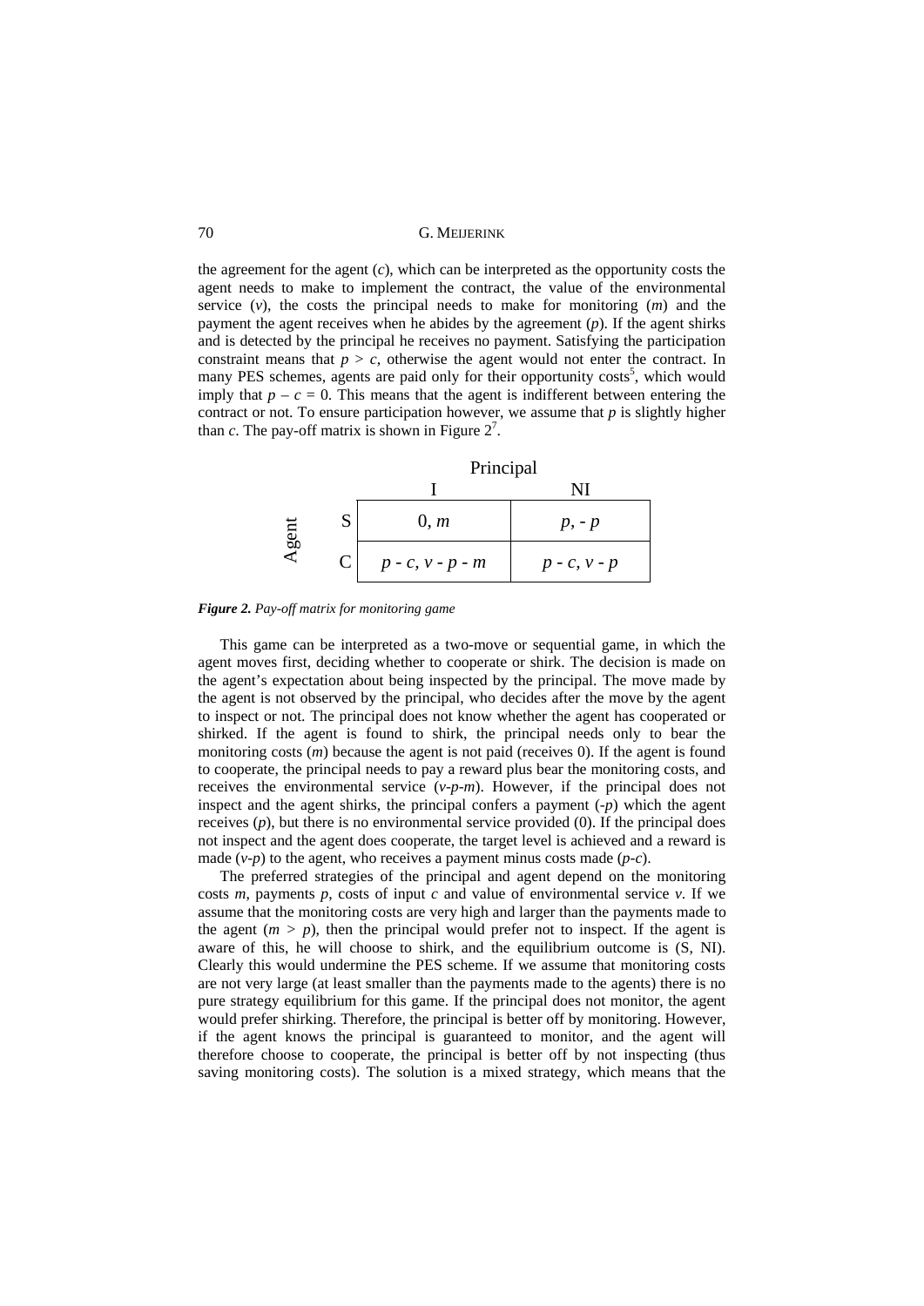the agreement for the agent ($c$), which can be interpreted as the opportunity costs the agent needs to make to implement the contract, the value of the environmental service ($v$), the costs the principal needs to make for monitoring ($m$) and the payment the agent receives when he abides by the agreement ($p$). If the agent shirks and is detected by the principal he receives no payment. Satisfying the participation constraint means that $p > c$, otherwise the agent would not enter the contract. In many PES schemes, agents are paid only for their opportunity costs[5], which would imply that $p - c = 0$. This means that the agent is indifferent between entering the contract or not. To ensure participation however, we assume that $p$ is slightly higher than $c$. The pay-off matrix is shown in Figure 2[7].

| | | Principal | |
|---|---|---|---|
| | | I | NI |
| Agent | S | $0, m$ | $p, -p$ |
| | C | $p - c, v - p - m$ | $p - c, v - p$ |

***Figure 2.*** *Pay-off matrix for monitoring game*

This game can be interpreted as a two-move or sequential game, in which the agent moves first, deciding whether to cooperate or shirk. The decision is made on the agent's expectation about being inspected by the principal. The move made by the agent is not observed by the principal, who decides after the move by the agent to inspect or not. The principal does not know whether the agent has cooperated or shirked. If the agent is found to shirk, the principal needs only to bear the monitoring costs ($m$) because the agent is not paid (receives 0). If the agent is found to cooperate, the principal needs to pay a reward plus bear the monitoring costs, and receives the environmental service ($v$-$p$-$m$). However, if the principal does not inspect and the agent shirks, the principal confers a payment (-$p$) which the agent receives ($p$), but there is no environmental service provided (0). If the principal does not inspect and the agent does cooperate, the target level is achieved and a reward is made ($v$-$p$) to the agent, who receives a payment minus costs made ($p$-$c$).

The preferred strategies of the principal and agent depend on the monitoring costs $m$, payments $p$, costs of input $c$ and value of environmental service $v$. If we assume that the monitoring costs are very high and larger than the payments made to the agent ($m > p$), then the principal would prefer not to inspect. If the agent is aware of this, he will choose to shirk, and the equilibrium outcome is (S, NI). Clearly this would undermine the PES scheme. If we assume that monitoring costs are not very large (at least smaller than the payments made to the agents) there is no pure strategy equilibrium for this game. If the principal does not monitor, the agent would prefer shirking. Therefore, the principal is better off by monitoring. However, if the agent knows the principal is guaranteed to monitor, and the agent will therefore choose to cooperate, the principal is better off by not inspecting (thus saving monitoring costs). The solution is a mixed strategy, which means that the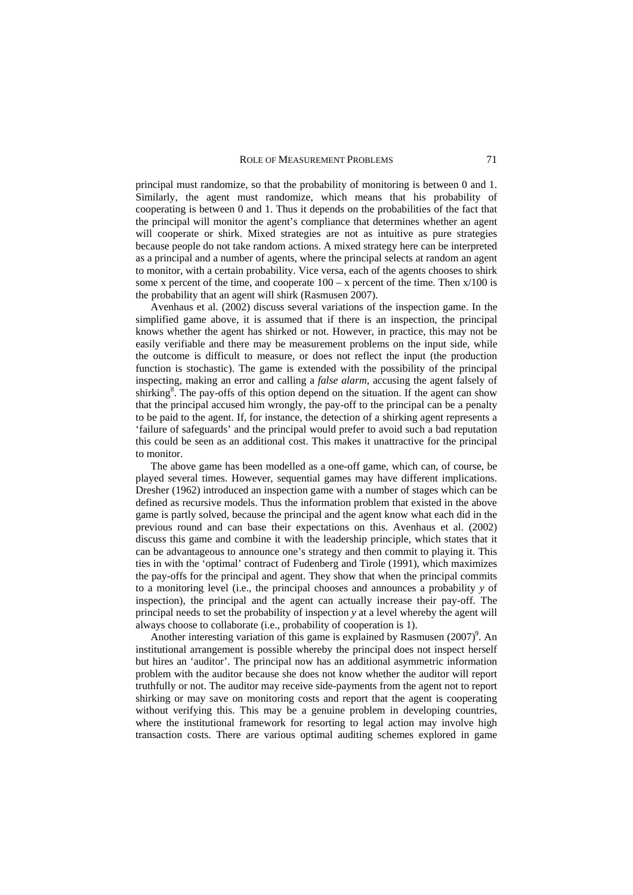principal must randomize, so that the probability of monitoring is between 0 and 1. Similarly, the agent must randomize, which means that his probability of cooperating is between 0 and 1. Thus it depends on the probabilities of the fact that the principal will monitor the agent's compliance that determines whether an agent will cooperate or shirk. Mixed strategies are not as intuitive as pure strategies because people do not take random actions. A mixed strategy here can be interpreted as a principal and a number of agents, where the principal selects at random an agent to monitor, with a certain probability. Vice versa, each of the agents chooses to shirk some x percent of the time, and cooperate $100 - x$ percent of the time. Then $x/100$ is the probability that an agent will shirk (Rasmusen 2007).

Avenhaus et al. (2002) discuss several variations of the inspection game. In the simplified game above, it is assumed that if there is an inspection, the principal knows whether the agent has shirked or not. However, in practice, this may not be easily verifiable and there may be measurement problems on the input side, while the outcome is difficult to measure, or does not reflect the input (the production function is stochastic). The game is extended with the possibility of the principal inspecting, making an error and calling a *false alarm*, accusing the agent falsely of shirking[8]. The pay-offs of this option depend on the situation. If the agent can show that the principal accused him wrongly, the pay-off to the principal can be a penalty to be paid to the agent. If, for instance, the detection of a shirking agent represents a 'failure of safeguards' and the principal would prefer to avoid such a bad reputation this could be seen as an additional cost. This makes it unattractive for the principal to monitor.

The above game has been modelled as a one-off game, which can, of course, be played several times. However, sequential games may have different implications. Dresher (1962) introduced an inspection game with a number of stages which can be defined as recursive models. Thus the information problem that existed in the above game is partly solved, because the principal and the agent know what each did in the previous round and can base their expectations on this. Avenhaus et al. (2002) discuss this game and combine it with the leadership principle, which states that it can be advantageous to announce one's strategy and then commit to playing it. This ties in with the 'optimal' contract of Fudenberg and Tirole (1991), which maximizes the pay-offs for the principal and agent. They show that when the principal commits to a monitoring level (i.e., the principal chooses and announces a probability $y$ of inspection), the principal and the agent can actually increase their pay-off. The principal needs to set the probability of inspection $y$ at a level whereby the agent will always choose to collaborate (i.e., probability of cooperation is 1).

Another interesting variation of this game is explained by Rasmusen (2007)[9]. An institutional arrangement is possible whereby the principal does not inspect herself but hires an 'auditor'. The principal now has an additional asymmetric information problem with the auditor because she does not know whether the auditor will report truthfully or not. The auditor may receive side-payments from the agent not to report shirking or may save on monitoring costs and report that the agent is cooperating without verifying this. This may be a genuine problem in developing countries, where the institutional framework for resorting to legal action may involve high transaction costs. There are various optimal auditing schemes explored in game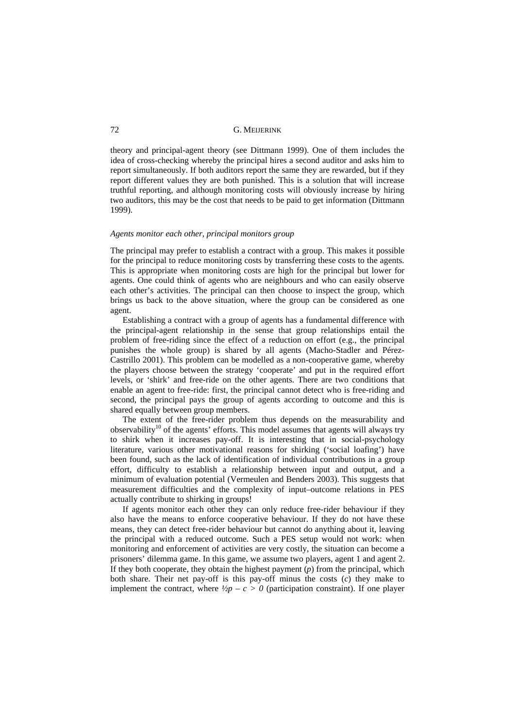theory and principal-agent theory (see Dittmann 1999). One of them includes the idea of cross-checking whereby the principal hires a second auditor and asks him to report simultaneously. If both auditors report the same they are rewarded, but if they report different values they are both punished. This is a solution that will increase truthful reporting, and although monitoring costs will obviously increase by hiring two auditors, this may be the cost that needs to be paid to get information (Dittmann 1999).

*Agents monitor each other, principal monitors group*

The principal may prefer to establish a contract with a group. This makes it possible for the principal to reduce monitoring costs by transferring these costs to the agents. This is appropriate when monitoring costs are high for the principal but lower for agents. One could think of agents who are neighbours and who can easily observe each other's activities. The principal can then choose to inspect the group, which brings us back to the above situation, where the group can be considered as one agent.

Establishing a contract with a group of agents has a fundamental difference with the principal-agent relationship in the sense that group relationships entail the problem of free-riding since the effect of a reduction on effort (e.g., the principal punishes the whole group) is shared by all agents (Macho-Stadler and Pérez-Castrillo 2001). This problem can be modelled as a non-cooperative game, whereby the players choose between the strategy 'cooperate' and put in the required effort levels, or 'shirk' and free-ride on the other agents. There are two conditions that enable an agent to free-ride: first, the principal cannot detect who is free-riding and second, the principal pays the group of agents according to outcome and this is shared equally between group members.

The extent of the free-rider problem thus depends on the measurability and observability[10] of the agents' efforts. This model assumes that agents will always try to shirk when it increases pay-off. It is interesting that in social-psychology literature, various other motivational reasons for shirking ('social loafing') have been found, such as the lack of identification of individual contributions in a group effort, difficulty to establish a relationship between input and output, and a minimum of evaluation potential (Vermeulen and Benders 2003). This suggests that measurement difficulties and the complexity of input–outcome relations in PES actually contribute to shirking in groups!

If agents monitor each other they can only reduce free-rider behaviour if they also have the means to enforce cooperative behaviour. If they do not have these means, they can detect free-rider behaviour but cannot do anything about it, leaving the principal with a reduced outcome. Such a PES setup would not work: when monitoring and enforcement of activities are very costly, the situation can become a prisoners' dilemma game. In this game, we assume two players, agent 1 and agent 2. If they both cooperate, they obtain the highest payment ($p$) from the principal, which both share. Their net pay-off is this pay-off minus the costs ($c$) they make to implement the contract, where $\frac{1}{2}p - c > 0$ (participation constraint). If one player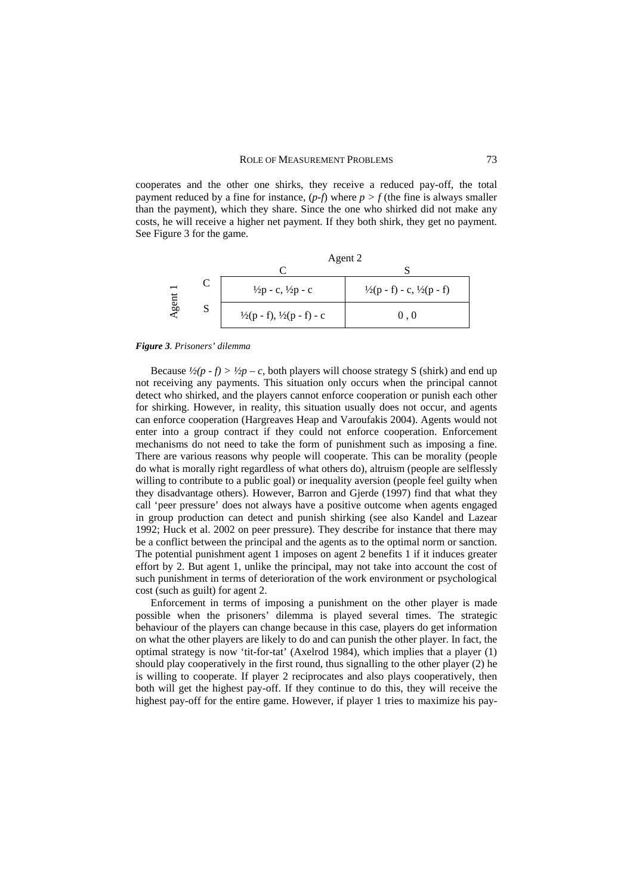cooperates and the other one shirks, they receive a reduced pay-off, the total payment reduced by a fine for instance, $(p-f)$ where $p > f$ (the fine is always smaller than the payment), which they share. Since the one who shirked did not make any costs, he will receive a higher net payment. If they both shirk, they get no payment. See Figure 3 for the game.

| | | Agent 2 | |
|---|---|---|---|
| | | C | S |
| Agent 1 | C | $\frac{1}{2}p - c$, $\frac{1}{2}p - c$ | $\frac{1}{2}(p - f) - c$, $\frac{1}{2}(p - f)$ |
| | S | $\frac{1}{2}(p - f)$, $\frac{1}{2}(p - f) - c$ | 0 , 0 |

***Figure 3**. Prisoners' dilemma*

Because $\frac{1}{2}(p - f) > \frac{1}{2}p - c$, both players will choose strategy S (shirk) and end up not receiving any payments. This situation only occurs when the principal cannot detect who shirked, and the players cannot enforce cooperation or punish each other for shirking. However, in reality, this situation usually does not occur, and agents can enforce cooperation (Hargreaves Heap and Varoufakis 2004). Agents would not enter into a group contract if they could not enforce cooperation. Enforcement mechanisms do not need to take the form of punishment such as imposing a fine. There are various reasons why people will cooperate. This can be morality (people do what is morally right regardless of what others do), altruism (people are selflessly willing to contribute to a public goal) or inequality aversion (people feel guilty when they disadvantage others). However, Barron and Gjerde (1997) find that what they call 'peer pressure' does not always have a positive outcome when agents engaged in group production can detect and punish shirking (see also Kandel and Lazear 1992; Huck et al. 2002 on peer pressure). They describe for instance that there may be a conflict between the principal and the agents as to the optimal norm or sanction. The potential punishment agent 1 imposes on agent 2 benefits 1 if it induces greater effort by 2. But agent 1, unlike the principal, may not take into account the cost of such punishment in terms of deterioration of the work environment or psychological cost (such as guilt) for agent 2.

Enforcement in terms of imposing a punishment on the other player is made possible when the prisoners' dilemma is played several times. The strategic behaviour of the players can change because in this case, players do get information on what the other players are likely to do and can punish the other player. In fact, the optimal strategy is now 'tit-for-tat' (Axelrod 1984), which implies that a player (1) should play cooperatively in the first round, thus signalling to the other player (2) he is willing to cooperate. If player 2 reciprocates and also plays cooperatively, then both will get the highest pay-off. If they continue to do this, they will receive the highest pay-off for the entire game. However, if player 1 tries to maximize his pay-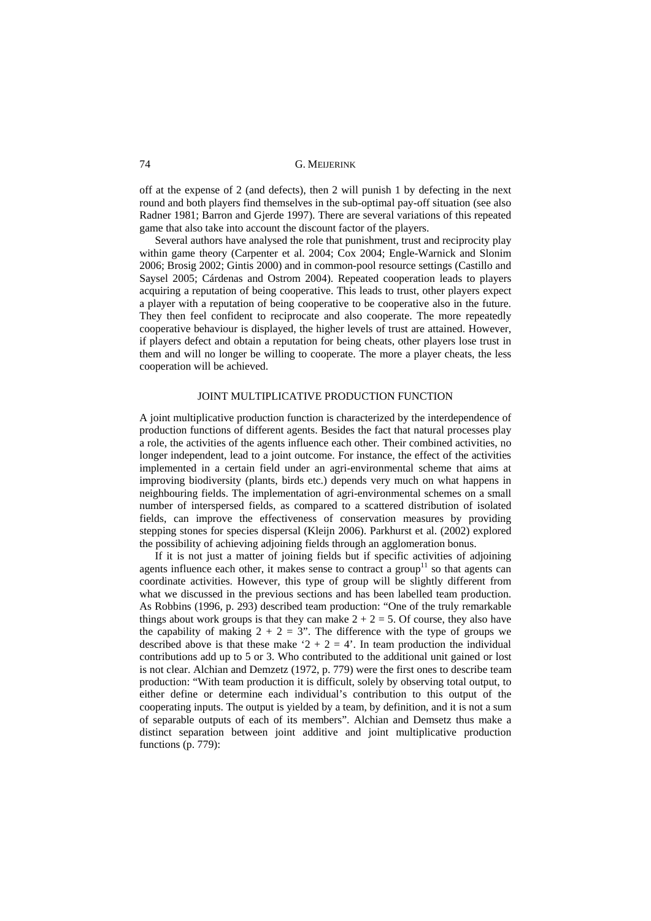off at the expense of 2 (and defects), then 2 will punish 1 by defecting in the next round and both players find themselves in the sub-optimal pay-off situation (see also Radner 1981; Barron and Gjerde 1997). There are several variations of this repeated game that also take into account the discount factor of the players.

Several authors have analysed the role that punishment, trust and reciprocity play within game theory (Carpenter et al. 2004; Cox 2004; Engle-Warnick and Slonim 2006; Brosig 2002; Gintis 2000) and in common-pool resource settings (Castillo and Saysel 2005; Cárdenas and Ostrom 2004). Repeated cooperation leads to players acquiring a reputation of being cooperative. This leads to trust, other players expect a player with a reputation of being cooperative to be cooperative also in the future. They then feel confident to reciprocate and also cooperate. The more repeatedly cooperative behaviour is displayed, the higher levels of trust are attained. However, if players defect and obtain a reputation for being cheats, other players lose trust in them and will no longer be willing to cooperate. The more a player cheats, the less cooperation will be achieved.

## JOINT MULTIPLICATIVE PRODUCTION FUNCTION

A joint multiplicative production function is characterized by the interdependence of production functions of different agents. Besides the fact that natural processes play a role, the activities of the agents influence each other. Their combined activities, no longer independent, lead to a joint outcome. For instance, the effect of the activities implemented in a certain field under an agri-environmental scheme that aims at improving biodiversity (plants, birds etc.) depends very much on what happens in neighbouring fields. The implementation of agri-environmental schemes on a small number of interspersed fields, as compared to a scattered distribution of isolated fields, can improve the effectiveness of conservation measures by providing stepping stones for species dispersal (Kleijn 2006). Parkhurst et al. (2002) explored the possibility of achieving adjoining fields through an agglomeration bonus.

If it is not just a matter of joining fields but if specific activities of adjoining agents influence each other, it makes sense to contract a group[11] so that agents can coordinate activities. However, this type of group will be slightly different from what we discussed in the previous sections and has been labelled team production. As Robbins (1996, p. 293) described team production: "One of the truly remarkable things about work groups is that they can make 2 + 2 = 5. Of course, they also have the capability of making 2 + 2 = 3". The difference with the type of groups we described above is that these make '2 + 2 = 4'. In team production the individual contributions add up to 5 or 3. Who contributed to the additional unit gained or lost is not clear. Alchian and Demzetz (1972, p. 779) were the first ones to describe team production: "With team production it is difficult, solely by observing total output, to either define or determine each individual's contribution to this output of the cooperating inputs. The output is yielded by a team, by definition, and it is not a sum of separable outputs of each of its members". Alchian and Demsetz thus make a distinct separation between joint additive and joint multiplicative production functions (p. 779):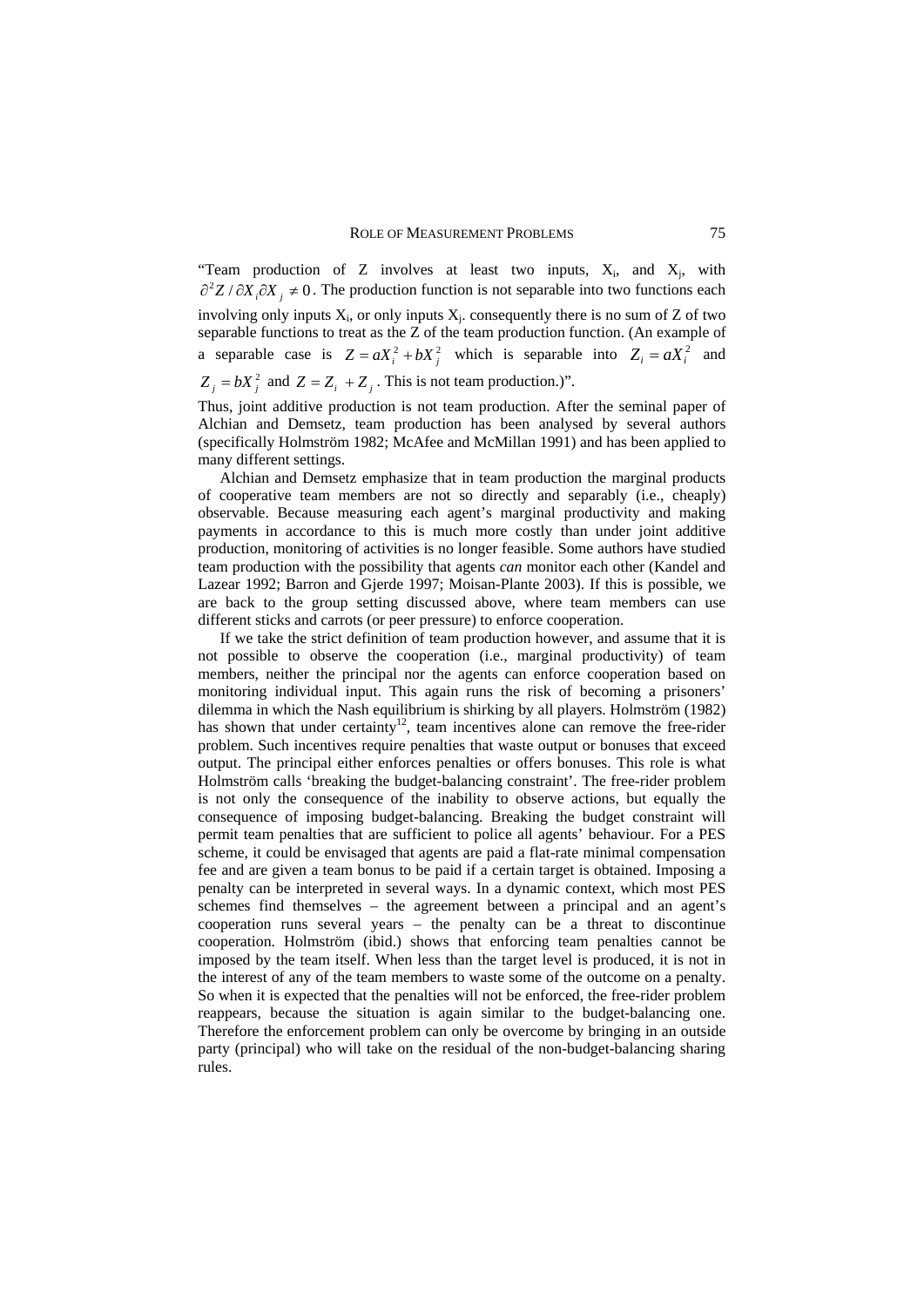"Team production of Z involves at least two inputs, $X_i$, and $X_j$, with $\partial^2 Z / \partial X_i \partial X_j \neq 0$. The production function is not separable into two functions each involving only inputs $X_i$, or only inputs $X_j$. consequently there is no sum of Z of two separable functions to treat as the Z of the team production function. (An example of a separable case is $Z = aX_i^2 + bX_j^2$ which is separable into $Z_i = aX_i^2$ and $Z_j = bX_j^2$ and $Z = Z_i + Z_j$. This is not team production.)".

Thus, joint additive production is not team production. After the seminal paper of Alchian and Demsetz, team production has been analysed by several authors (specifically Holmström 1982; McAfee and McMillan 1991) and has been applied to many different settings.

Alchian and Demsetz emphasize that in team production the marginal products of cooperative team members are not so directly and separably (i.e., cheaply) observable. Because measuring each agent's marginal productivity and making payments in accordance to this is much more costly than under joint additive production, monitoring of activities is no longer feasible. Some authors have studied team production with the possibility that agents *can* monitor each other (Kandel and Lazear 1992; Barron and Gjerde 1997; Moisan-Plante 2003). If this is possible, we are back to the group setting discussed above, where team members can use different sticks and carrots (or peer pressure) to enforce cooperation.

If we take the strict definition of team production however, and assume that it is not possible to observe the cooperation (i.e., marginal productivity) of team members, neither the principal nor the agents can enforce cooperation based on monitoring individual input. This again runs the risk of becoming a prisoners' dilemma in which the Nash equilibrium is shirking by all players. Holmström (1982) has shown that under certainty[12], team incentives alone can remove the free-rider problem. Such incentives require penalties that waste output or bonuses that exceed output. The principal either enforces penalties or offers bonuses. This role is what Holmström calls 'breaking the budget-balancing constraint'. The free-rider problem is not only the consequence of the inability to observe actions, but equally the consequence of imposing budget-balancing. Breaking the budget constraint will permit team penalties that are sufficient to police all agents' behaviour. For a PES scheme, it could be envisaged that agents are paid a flat-rate minimal compensation fee and are given a team bonus to be paid if a certain target is obtained. Imposing a penalty can be interpreted in several ways. In a dynamic context, which most PES schemes find themselves – the agreement between a principal and an agent's cooperation runs several years – the penalty can be a threat to discontinue cooperation. Holmström (ibid.) shows that enforcing team penalties cannot be imposed by the team itself. When less than the target level is produced, it is not in the interest of any of the team members to waste some of the outcome on a penalty. So when it is expected that the penalties will not be enforced, the free-rider problem reappears, because the situation is again similar to the budget-balancing one. Therefore the enforcement problem can only be overcome by bringing in an outside party (principal) who will take on the residual of the non-budget-balancing sharing rules.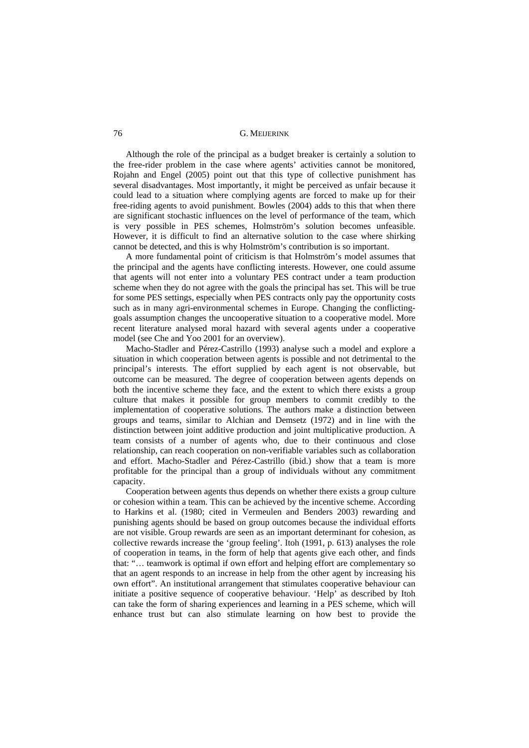Although the role of the principal as a budget breaker is certainly a solution to the free-rider problem in the case where agents' activities cannot be monitored, Rojahn and Engel (2005) point out that this type of collective punishment has several disadvantages. Most importantly, it might be perceived as unfair because it could lead to a situation where complying agents are forced to make up for their free-riding agents to avoid punishment. Bowles (2004) adds to this that when there are significant stochastic influences on the level of performance of the team, which is very possible in PES schemes, Holmström's solution becomes unfeasible. However, it is difficult to find an alternative solution to the case where shirking cannot be detected, and this is why Holmström's contribution is so important.

A more fundamental point of criticism is that Holmström's model assumes that the principal and the agents have conflicting interests. However, one could assume that agents will not enter into a voluntary PES contract under a team production scheme when they do not agree with the goals the principal has set. This will be true for some PES settings, especially when PES contracts only pay the opportunity costs such as in many agri-environmental schemes in Europe. Changing the conflicting-goals assumption changes the uncooperative situation to a cooperative model. More recent literature analysed moral hazard with several agents under a cooperative model (see Che and Yoo 2001 for an overview).

Macho-Stadler and Pérez-Castrillo (1993) analyse such a model and explore a situation in which cooperation between agents is possible and not detrimental to the principal's interests. The effort supplied by each agent is not observable, but outcome can be measured. The degree of cooperation between agents depends on both the incentive scheme they face, and the extent to which there exists a group culture that makes it possible for group members to commit credibly to the implementation of cooperative solutions. The authors make a distinction between groups and teams, similar to Alchian and Demsetz (1972) and in line with the distinction between joint additive production and joint multiplicative production. A team consists of a number of agents who, due to their continuous and close relationship, can reach cooperation on non-verifiable variables such as collaboration and effort. Macho-Stadler and Pérez-Castrillo (ibid.) show that a team is more profitable for the principal than a group of individuals without any commitment capacity.

Cooperation between agents thus depends on whether there exists a group culture or cohesion within a team. This can be achieved by the incentive scheme. According to Harkins et al. (1980; cited in Vermeulen and Benders 2003) rewarding and punishing agents should be based on group outcomes because the individual efforts are not visible. Group rewards are seen as an important determinant for cohesion, as collective rewards increase the 'group feeling'. Itoh (1991, p. 613) analyses the role of cooperation in teams, in the form of help that agents give each other, and finds that: "… teamwork is optimal if own effort and helping effort are complementary so that an agent responds to an increase in help from the other agent by increasing his own effort". An institutional arrangement that stimulates cooperative behaviour can initiate a positive sequence of cooperative behaviour. 'Help' as described by Itoh can take the form of sharing experiences and learning in a PES scheme, which will enhance trust but can also stimulate learning on how best to provide the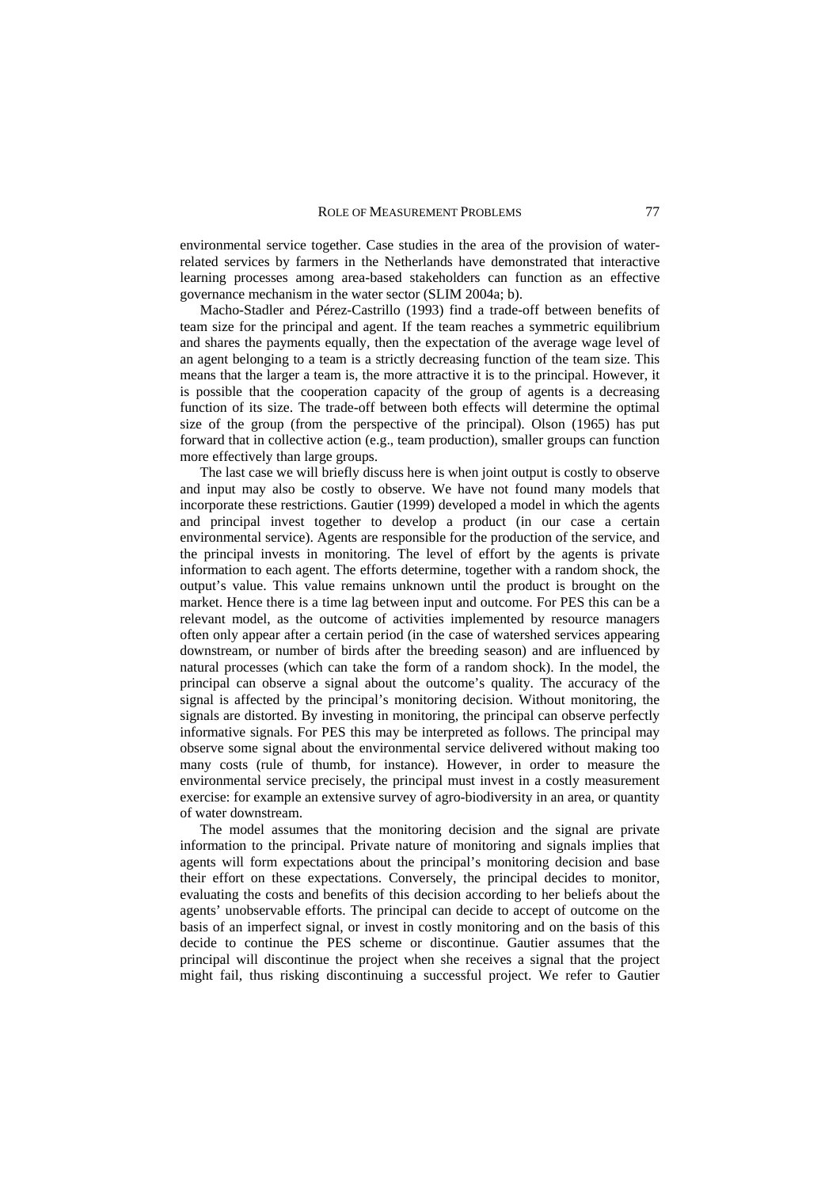environmental service together. Case studies in the area of the provision of water-related services by farmers in the Netherlands have demonstrated that interactive learning processes among area-based stakeholders can function as an effective governance mechanism in the water sector (SLIM 2004a; b).

Macho-Stadler and Pérez-Castrillo (1993) find a trade-off between benefits of team size for the principal and agent. If the team reaches a symmetric equilibrium and shares the payments equally, then the expectation of the average wage level of an agent belonging to a team is a strictly decreasing function of the team size. This means that the larger a team is, the more attractive it is to the principal. However, it is possible that the cooperation capacity of the group of agents is a decreasing function of its size. The trade-off between both effects will determine the optimal size of the group (from the perspective of the principal). Olson (1965) has put forward that in collective action (e.g., team production), smaller groups can function more effectively than large groups.

The last case we will briefly discuss here is when joint output is costly to observe and input may also be costly to observe. We have not found many models that incorporate these restrictions. Gautier (1999) developed a model in which the agents and principal invest together to develop a product (in our case a certain environmental service). Agents are responsible for the production of the service, and the principal invests in monitoring. The level of effort by the agents is private information to each agent. The efforts determine, together with a random shock, the output's value. This value remains unknown until the product is brought on the market. Hence there is a time lag between input and outcome. For PES this can be a relevant model, as the outcome of activities implemented by resource managers often only appear after a certain period (in the case of watershed services appearing downstream, or number of birds after the breeding season) and are influenced by natural processes (which can take the form of a random shock). In the model, the principal can observe a signal about the outcome's quality. The accuracy of the signal is affected by the principal's monitoring decision. Without monitoring, the signals are distorted. By investing in monitoring, the principal can observe perfectly informative signals. For PES this may be interpreted as follows. The principal may observe some signal about the environmental service delivered without making too many costs (rule of thumb, for instance). However, in order to measure the environmental service precisely, the principal must invest in a costly measurement exercise: for example an extensive survey of agro-biodiversity in an area, or quantity of water downstream.

The model assumes that the monitoring decision and the signal are private information to the principal. Private nature of monitoring and signals implies that agents will form expectations about the principal's monitoring decision and base their effort on these expectations. Conversely, the principal decides to monitor, evaluating the costs and benefits of this decision according to her beliefs about the agents' unobservable efforts. The principal can decide to accept of outcome on the basis of an imperfect signal, or invest in costly monitoring and on the basis of this decide to continue the PES scheme or discontinue. Gautier assumes that the principal will discontinue the project when she receives a signal that the project might fail, thus risking discontinuing a successful project. We refer to Gautier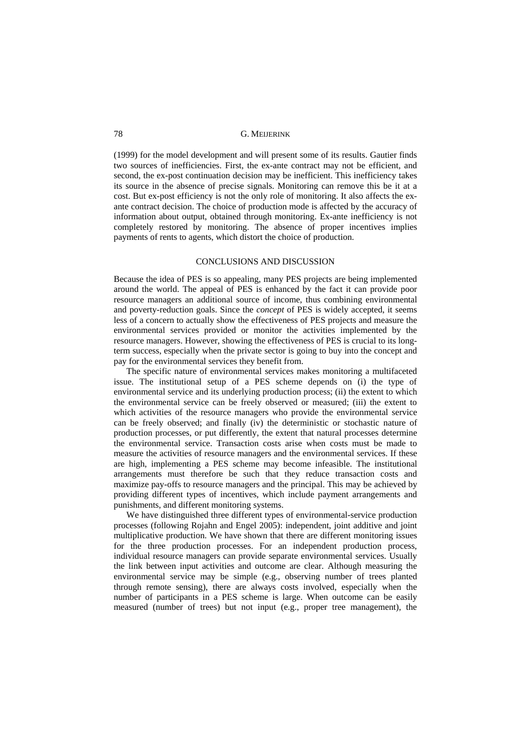(1999) for the model development and will present some of its results. Gautier finds two sources of inefficiencies. First, the ex-ante contract may not be efficient, and second, the ex-post continuation decision may be inefficient. This inefficiency takes its source in the absence of precise signals. Monitoring can remove this be it at a cost. But ex-post efficiency is not the only role of monitoring. It also affects the ex-ante contract decision. The choice of production mode is affected by the accuracy of information about output, obtained through monitoring. Ex-ante inefficiency is not completely restored by monitoring. The absence of proper incentives implies payments of rents to agents, which distort the choice of production.

## CONCLUSIONS AND DISCUSSION

Because the idea of PES is so appealing, many PES projects are being implemented around the world. The appeal of PES is enhanced by the fact it can provide poor resource managers an additional source of income, thus combining environmental and poverty-reduction goals. Since the *concept* of PES is widely accepted, it seems less of a concern to actually show the effectiveness of PES projects and measure the environmental services provided or monitor the activities implemented by the resource managers. However, showing the effectiveness of PES is crucial to its long-term success, especially when the private sector is going to buy into the concept and pay for the environmental services they benefit from.

The specific nature of environmental services makes monitoring a multifaceted issue. The institutional setup of a PES scheme depends on (i) the type of environmental service and its underlying production process; (ii) the extent to which the environmental service can be freely observed or measured; (iii) the extent to which activities of the resource managers who provide the environmental service can be freely observed; and finally (iv) the deterministic or stochastic nature of production processes, or put differently, the extent that natural processes determine the environmental service. Transaction costs arise when costs must be made to measure the activities of resource managers and the environmental services. If these are high, implementing a PES scheme may become infeasible. The institutional arrangements must therefore be such that they reduce transaction costs and maximize pay-offs to resource managers and the principal. This may be achieved by providing different types of incentives, which include payment arrangements and punishments, and different monitoring systems.

We have distinguished three different types of environmental-service production processes (following Rojahn and Engel 2005): independent, joint additive and joint multiplicative production. We have shown that there are different monitoring issues for the three production processes. For an independent production process, individual resource managers can provide separate environmental services. Usually the link between input activities and outcome are clear. Although measuring the environmental service may be simple (e.g., observing number of trees planted through remote sensing), there are always costs involved, especially when the number of participants in a PES scheme is large. When outcome can be easily measured (number of trees) but not input (e.g., proper tree management), the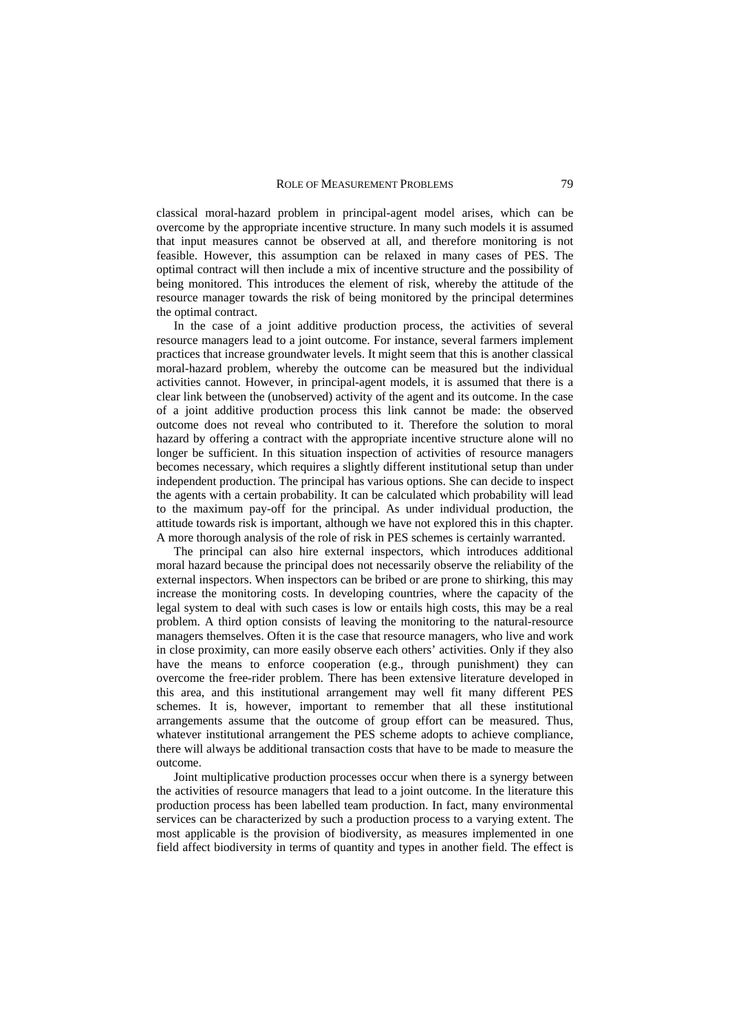classical moral-hazard problem in principal-agent model arises, which can be overcome by the appropriate incentive structure. In many such models it is assumed that input measures cannot be observed at all, and therefore monitoring is not feasible. However, this assumption can be relaxed in many cases of PES. The optimal contract will then include a mix of incentive structure and the possibility of being monitored. This introduces the element of risk, whereby the attitude of the resource manager towards the risk of being monitored by the principal determines the optimal contract.

In the case of a joint additive production process, the activities of several resource managers lead to a joint outcome. For instance, several farmers implement practices that increase groundwater levels. It might seem that this is another classical moral-hazard problem, whereby the outcome can be measured but the individual activities cannot. However, in principal-agent models, it is assumed that there is a clear link between the (unobserved) activity of the agent and its outcome. In the case of a joint additive production process this link cannot be made: the observed outcome does not reveal who contributed to it. Therefore the solution to moral hazard by offering a contract with the appropriate incentive structure alone will no longer be sufficient. In this situation inspection of activities of resource managers becomes necessary, which requires a slightly different institutional setup than under independent production. The principal has various options. She can decide to inspect the agents with a certain probability. It can be calculated which probability will lead to the maximum pay-off for the principal. As under individual production, the attitude towards risk is important, although we have not explored this in this chapter. A more thorough analysis of the role of risk in PES schemes is certainly warranted.

The principal can also hire external inspectors, which introduces additional moral hazard because the principal does not necessarily observe the reliability of the external inspectors. When inspectors can be bribed or are prone to shirking, this may increase the monitoring costs. In developing countries, where the capacity of the legal system to deal with such cases is low or entails high costs, this may be a real problem. A third option consists of leaving the monitoring to the natural-resource managers themselves. Often it is the case that resource managers, who live and work in close proximity, can more easily observe each others' activities. Only if they also have the means to enforce cooperation (e.g., through punishment) they can overcome the free-rider problem. There has been extensive literature developed in this area, and this institutional arrangement may well fit many different PES schemes. It is, however, important to remember that all these institutional arrangements assume that the outcome of group effort can be measured. Thus, whatever institutional arrangement the PES scheme adopts to achieve compliance, there will always be additional transaction costs that have to be made to measure the outcome.

Joint multiplicative production processes occur when there is a synergy between the activities of resource managers that lead to a joint outcome. In the literature this production process has been labelled team production. In fact, many environmental services can be characterized by such a production process to a varying extent. The most applicable is the provision of biodiversity, as measures implemented in one field affect biodiversity in terms of quantity and types in another field. The effect is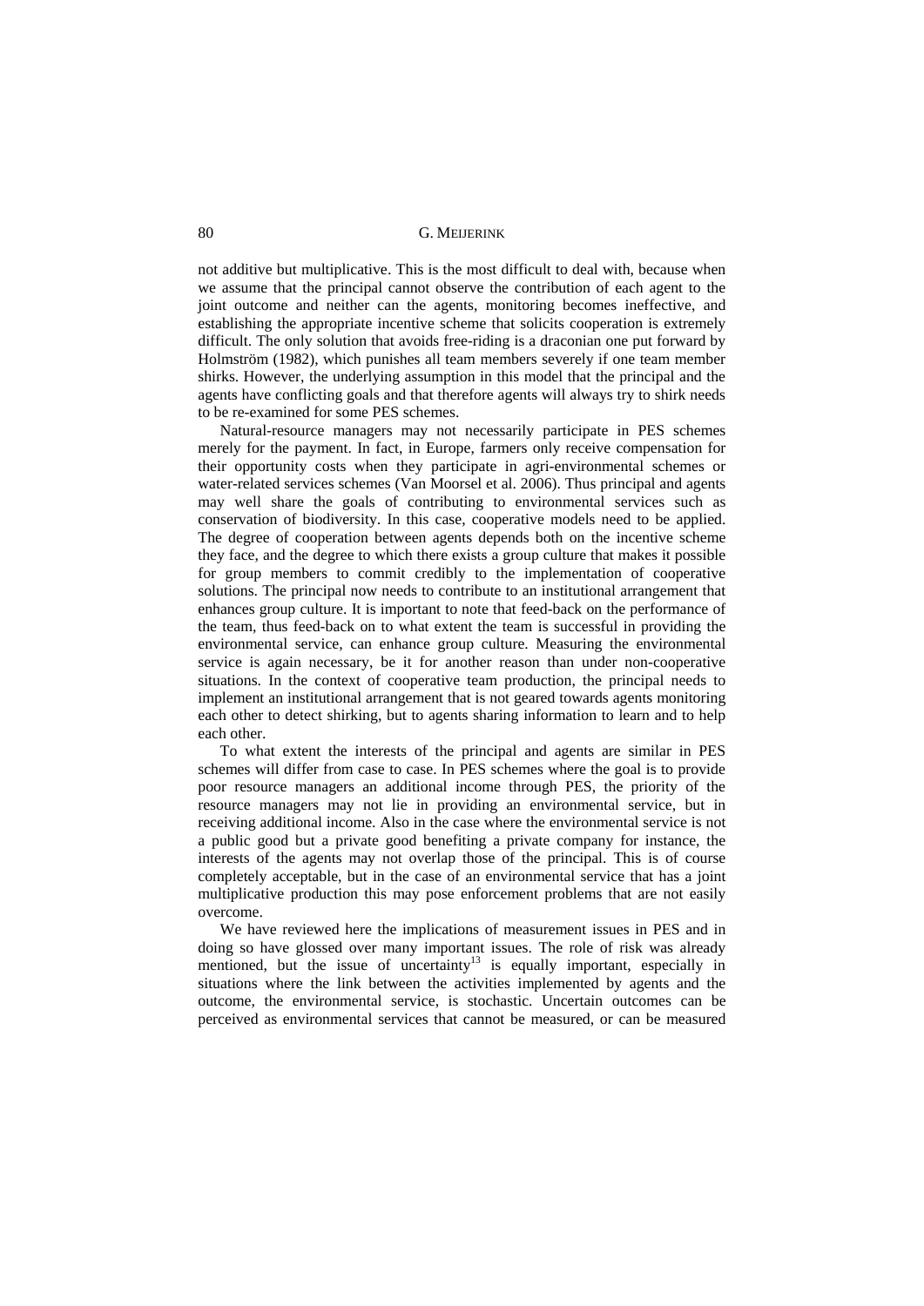not additive but multiplicative. This is the most difficult to deal with, because when we assume that the principal cannot observe the contribution of each agent to the joint outcome and neither can the agents, monitoring becomes ineffective, and establishing the appropriate incentive scheme that solicits cooperation is extremely difficult. The only solution that avoids free-riding is a draconian one put forward by Holmström (1982), which punishes all team members severely if one team member shirks. However, the underlying assumption in this model that the principal and the agents have conflicting goals and that therefore agents will always try to shirk needs to be re-examined for some PES schemes.

Natural-resource managers may not necessarily participate in PES schemes merely for the payment. In fact, in Europe, farmers only receive compensation for their opportunity costs when they participate in agri-environmental schemes or water-related services schemes (Van Moorsel et al. 2006). Thus principal and agents may well share the goals of contributing to environmental services such as conservation of biodiversity. In this case, cooperative models need to be applied. The degree of cooperation between agents depends both on the incentive scheme they face, and the degree to which there exists a group culture that makes it possible for group members to commit credibly to the implementation of cooperative solutions. The principal now needs to contribute to an institutional arrangement that enhances group culture. It is important to note that feed-back on the performance of the team, thus feed-back on to what extent the team is successful in providing the environmental service, can enhance group culture. Measuring the environmental service is again necessary, be it for another reason than under non-cooperative situations. In the context of cooperative team production, the principal needs to implement an institutional arrangement that is not geared towards agents monitoring each other to detect shirking, but to agents sharing information to learn and to help each other.

To what extent the interests of the principal and agents are similar in PES schemes will differ from case to case. In PES schemes where the goal is to provide poor resource managers an additional income through PES, the priority of the resource managers may not lie in providing an environmental service, but in receiving additional income. Also in the case where the environmental service is not a public good but a private good benefiting a private company for instance, the interests of the agents may not overlap those of the principal. This is of course completely acceptable, but in the case of an environmental service that has a joint multiplicative production this may pose enforcement problems that are not easily overcome.

We have reviewed here the implications of measurement issues in PES and in doing so have glossed over many important issues. The role of risk was already mentioned, but the issue of uncertainty[13] is equally important, especially in situations where the link between the activities implemented by agents and the outcome, the environmental service, is stochastic. Uncertain outcomes can be perceived as environmental services that cannot be measured, or can be measured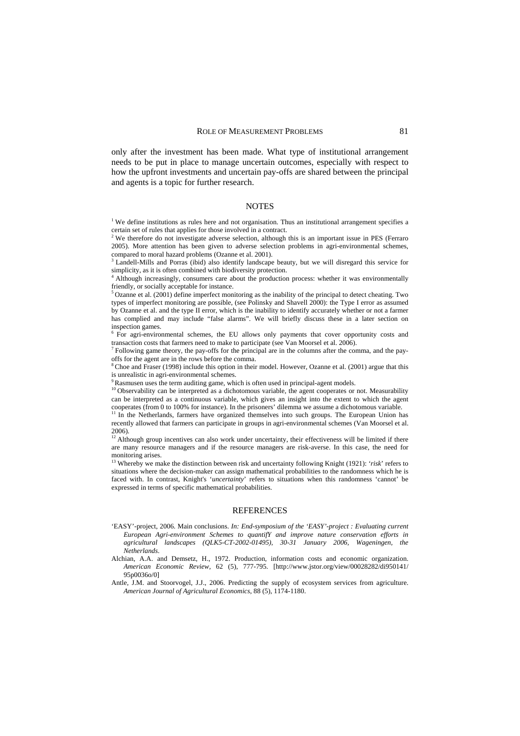only after the investment has been made. What type of institutional arrangement needs to be put in place to manage uncertain outcomes, especially with respect to how the upfront investments and uncertain pay-offs are shared between the principal and agents is a topic for further research.

## NOTES

[1] We define institutions as rules here and not organisation. Thus an institutional arrangement specifies a certain set of rules that applies for those involved in a contract.

[2] We therefore do not investigate adverse selection, although this is an important issue in PES (Ferraro 2005). More attention has been given to adverse selection problems in agri-environmental schemes, compared to moral hazard problems (Ozanne et al. 2001).

[3] Landell-Mills and Porras (ibid) also identify landscape beauty, but we will disregard this service for simplicity, as it is often combined with biodiversity protection.

[4] Although increasingly, consumers care about the production process: whether it was environmentally friendly, or socially acceptable for instance.

[5] Ozanne et al. (2001) define imperfect monitoring as the inability of the principal to detect cheating. Two types of imperfect monitoring are possible, (see Polinsky and Shavell 2000): the Type I error as assumed by Ozanne et al. and the type II error, which is the inability to identify accurately whether or not a farmer has complied and may include "false alarms". We will briefly discuss these in a later section on inspection games.

[6] For agri-environmental schemes, the EU allows only payments that cover opportunity costs and transaction costs that farmers need to make to participate (see Van Moorsel et al. 2006).

[7] Following game theory, the pay-offs for the principal are in the columns after the comma, and the pay-offs for the agent are in the rows before the comma.

[8] Choe and Fraser (1998) include this option in their model. However, Ozanne et al. (2001) argue that this is unrealistic in agri-environmental schemes.

[9] Rasmusen uses the term auditing game, which is often used in principal-agent models.

[10] Observability can be interpreted as a dichotomous variable, the agent cooperates or not. Measurability can be interpreted as a continuous variable, which gives an insight into the extent to which the agent cooperates (from 0 to 100% for instance). In the prisoners' dilemma we assume a dichotomous variable.

[11] In the Netherlands, farmers have organized themselves into such groups. The European Union has recently allowed that farmers can participate in groups in agri-environmental schemes (Van Moorsel et al. 2006).

[12] Although group incentives can also work under uncertainty, their effectiveness will be limited if there are many resource managers and if the resource managers are risk-averse. In this case, the need for monitoring arises.

[13] Whereby we make the distinction between risk and uncertainty following Knight (1921): '*risk*' refers to situations where the decision-maker can assign mathematical probabilities to the randomness which he is faced with. In contrast, Knight's '*uncertainty*' refers to situations when this randomness 'cannot' be expressed in terms of specific mathematical probabilities.

## REFERENCES

'EASY'-project, 2006. Main conclusions. *In: End-symposium of the 'EASY'-project : Evaluating current European Agri-environment Schemes to quantifY and improve nature conservation efforts in agricultural landscapes (QLK5-CT-2002-01495), 30-31 January 2006, Wageningen, the Netherlands*.

Alchian, A.A. and Demsetz, H., 1972. Production, information costs and economic organization. *American Economic Review*, 62 (5), 777-795. [http://www.jstor.org/view/00028282/di950141/95p0036o/0]

Antle, J.M. and Stoorvogel, J.J., 2006. Predicting the supply of ecosystem services from agriculture. *American Journal of Agricultural Economics*, 88 (5), 1174-1180.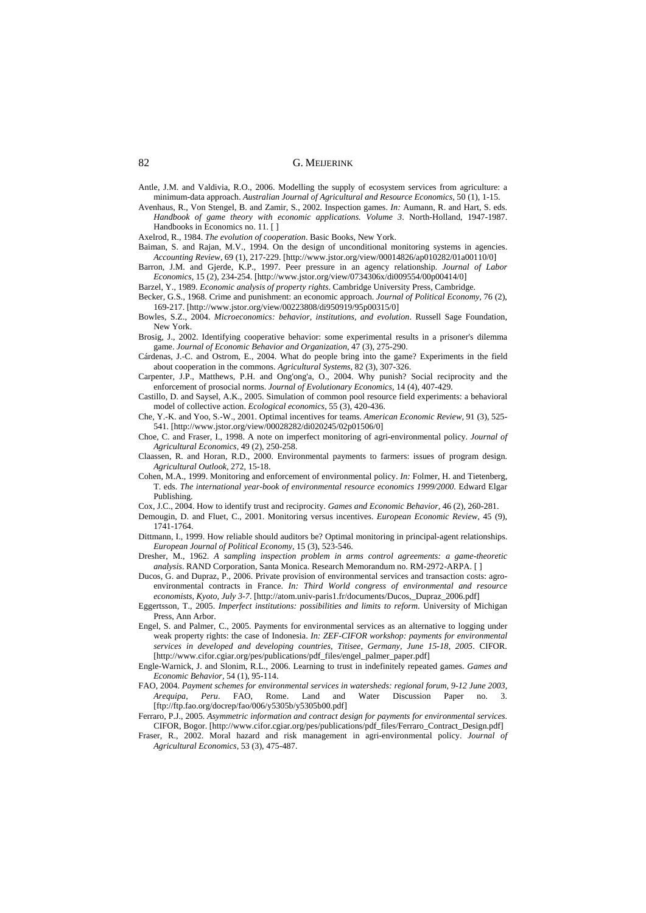Antle, J.M. and Valdivia, R.O., 2006. Modelling the supply of ecosystem services from agriculture: a minimum-data approach. *Australian Journal of Agricultural and Resource Economics*, 50 (1), 1-15.

Avenhaus, R., Von Stengel, B. and Zamir, S., 2002. Inspection games. *In:* Aumann, R. and Hart, S. eds. *Handbook of game theory with economic applications. Volume 3*. North-Holland, 1947-1987. Handbooks in Economics no. 11. [ ]

Axelrod, R., 1984. *The evolution of cooperation*. Basic Books, New York.

Baiman, S. and Rajan, M.V., 1994. On the design of unconditional monitoring systems in agencies. *Accounting Review*, 69 (1), 217-229. [http://www.jstor.org/view/00014826/ap010282/01a00110/0]

Barron, J.M. and Gjerde, K.P., 1997. Peer pressure in an agency relationship. *Journal of Labor Economics*, 15 (2), 234-254. [http://www.jstor.org/view/0734306x/di009554/00p00414/0]

Barzel, Y., 1989. *Economic analysis of property rights*. Cambridge University Press, Cambridge.

Becker, G.S., 1968. Crime and punishment: an economic approach. *Journal of Political Economy*, 76 (2), 169-217. [http://www.jstor.org/view/00223808/di950919/95p00315/0]

Bowles, S.Z., 2004. *Microeconomics: behavior, institutions, and evolution*. Russell Sage Foundation, New York.

Brosig, J., 2002. Identifying cooperative behavior: some experimental results in a prisoner's dilemma game. *Journal of Economic Behavior and Organization*, 47 (3), 275-290.

Cárdenas, J.-C. and Ostrom, E., 2004. What do people bring into the game? Experiments in the field about cooperation in the commons. *Agricultural Systems*, 82 (3), 307-326.

Carpenter, J.P., Matthews, P.H. and Ong'ong'a, O., 2004. Why punish? Social reciprocity and the enforcement of prosocial norms. *Journal of Evolutionary Economics*, 14 (4), 407-429.

Castillo, D. and Saysel, A.K., 2005. Simulation of common pool resource field experiments: a behavioral model of collective action. *Ecological economics*, 55 (3), 420-436.

Che, Y.-K. and Yoo, S.-W., 2001. Optimal incentives for teams. *American Economic Review*, 91 (3), 525-541. [http://www.jstor.org/view/00028282/di020245/02p01506/0]

Choe, C. and Fraser, I., 1998. A note on imperfect monitoring of agri-environmental policy. *Journal of Agricultural Economics*, 49 (2), 250-258.

Claassen, R. and Horan, R.D., 2000. Environmental payments to farmers: issues of program design. *Agricultural Outlook*, 272, 15-18.

Cohen, M.A., 1999. Monitoring and enforcement of environmental policy. *In:* Folmer, H. and Tietenberg, T. eds. *The international year-book of environmental resource economics 1999/2000*. Edward Elgar Publishing.

Cox, J.C., 2004. How to identify trust and reciprocity. *Games and Economic Behavior*, 46 (2), 260-281.

Demougin, D. and Fluet, C., 2001. Monitoring versus incentives. *European Economic Review*, 45 (9), 1741-1764.

Dittmann, I., 1999. How reliable should auditors be? Optimal monitoring in principal-agent relationships. *European Journal of Political Economy*, 15 (3), 523-546.

Dresher, M., 1962. *A sampling inspection problem in arms control agreements: a game-theoretic analysis*. RAND Corporation, Santa Monica. Research Memorandum no. RM-2972-ARPA. [ ]

Ducos, G. and Dupraz, P., 2006. Private provision of environmental services and transaction costs: agro-environmental contracts in France. *In: Third World congress of environmental and resource economists, Kyoto, July 3-7*. [http://atom.univ-paris1.fr/documents/Ducos,_Dupraz_2006.pdf]

Eggertsson, T., 2005. *Imperfect institutions: possibilities and limits to reform*. University of Michigan Press, Ann Arbor.

Engel, S. and Palmer, C., 2005. Payments for environmental services as an alternative to logging under weak property rights: the case of Indonesia. *In: ZEF-CIFOR workshop: payments for environmental services in developed and developing countries, Titisee, Germany, June 15-18, 2005*. CIFOR. [http://www.cifor.cgiar.org/pes/publications/pdf_files/engel_palmer_paper.pdf]

Engle-Warnick, J. and Slonim, R.L., 2006. Learning to trust in indefinitely repeated games. *Games and Economic Behavior*, 54 (1), 95-114.

FAO, 2004. *Payment schemes for environmental services in watersheds: regional forum, 9-12 June 2003, Arequipa, Peru*. FAO, Rome. Land and Water Discussion Paper no. 3. [ftp://ftp.fao.org/docrep/fao/006/y5305b/y5305b00.pdf]

Ferraro, P.J., 2005. *Asymmetric information and contract design for payments for environmental services*. CIFOR, Bogor. [http://www.cifor.cgiar.org/pes/publications/pdf_files/Ferraro_Contract_Design.pdf]

Fraser, R., 2002. Moral hazard and risk management in agri-environmental policy. *Journal of Agricultural Economics*, 53 (3), 475-487.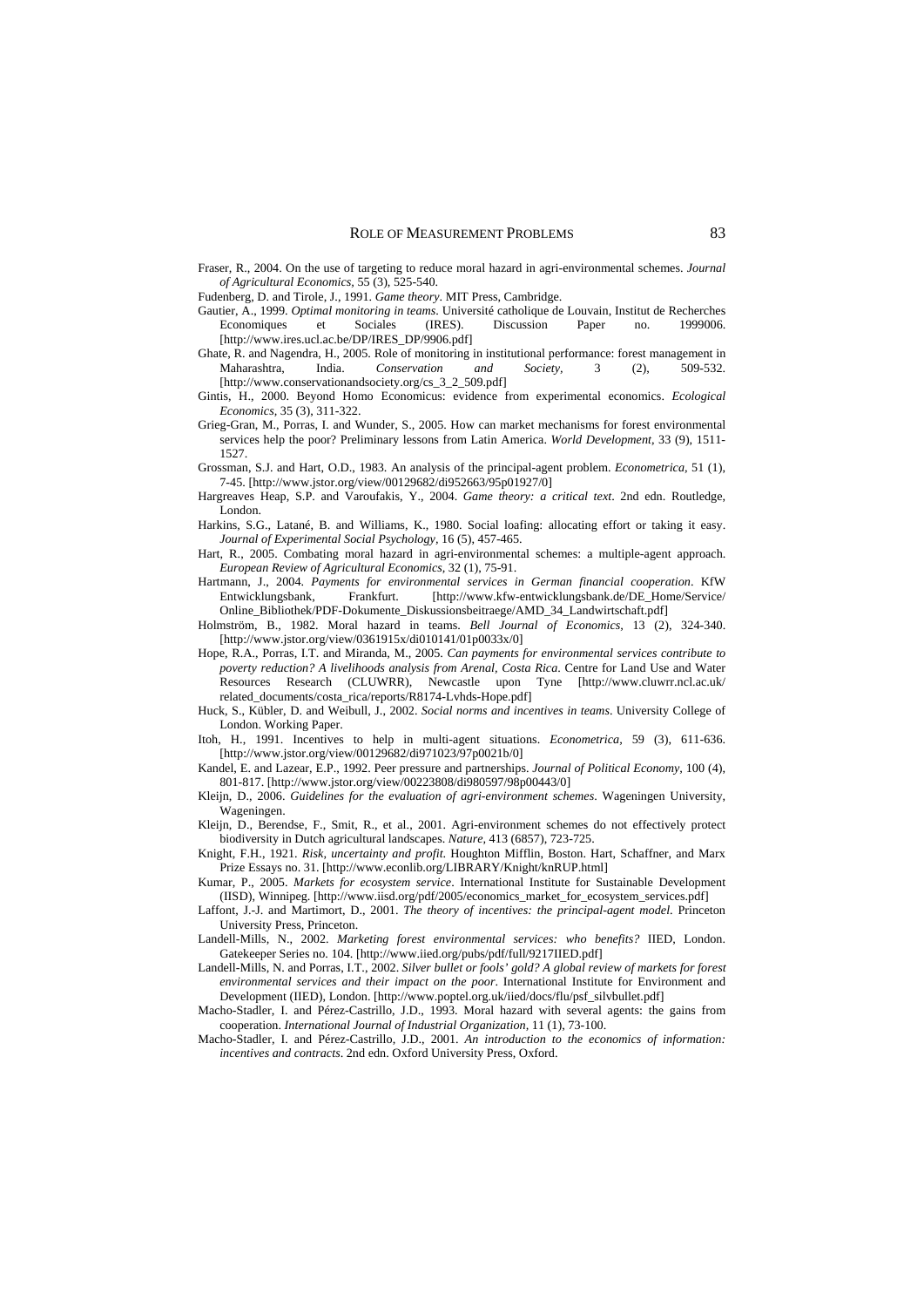Fraser, R., 2004. On the use of targeting to reduce moral hazard in agri-environmental schemes. *Journal of Agricultural Economics*, 55 (3), 525-540.

Fudenberg, D. and Tirole, J., 1991. *Game theory*. MIT Press, Cambridge.

Gautier, A., 1999. *Optimal monitoring in teams*. Université catholique de Louvain, Institut de Recherches Economiques et Sociales (IRES). Discussion Paper no. 1999006. [http://www.ires.ucl.ac.be/DP/IRES_DP/9906.pdf]

Ghate, R. and Nagendra, H., 2005. Role of monitoring in institutional performance: forest management in Maharashtra, India. *Conservation and Society*, 3 (2), 509-532. [http://www.conservationandsociety.org/cs_3_2_509.pdf]

Gintis, H., 2000. Beyond Homo Economicus: evidence from experimental economics. *Ecological Economics*, 35 (3), 311-322.

Grieg-Gran, M., Porras, I. and Wunder, S., 2005. How can market mechanisms for forest environmental services help the poor? Preliminary lessons from Latin America. *World Development*, 33 (9), 1511-1527.

Grossman, S.J. and Hart, O.D., 1983. An analysis of the principal-agent problem. *Econometrica*, 51 (1), 7-45. [http://www.jstor.org/view/00129682/di952663/95p01927/0]

Hargreaves Heap, S.P. and Varoufakis, Y., 2004. *Game theory: a critical text*. 2nd edn. Routledge, London.

Harkins, S.G., Latané, B. and Williams, K., 1980. Social loafing: allocating effort or taking it easy. *Journal of Experimental Social Psychology*, 16 (5), 457-465.

Hart, R., 2005. Combating moral hazard in agri-environmental schemes: a multiple-agent approach. *European Review of Agricultural Economics*, 32 (1), 75-91.

Hartmann, J., 2004. *Payments for environmental services in German financial cooperation*. KfW Entwicklungsbank, Frankfurt. [http://www.kfw-entwicklungsbank.de/DE_Home/Service/Online_Bibliothek/PDF-Dokumente_Diskussionsbeitraege/AMD_34_Landwirtschaft.pdf]

Holmström, B., 1982. Moral hazard in teams. *Bell Journal of Economics*, 13 (2), 324-340. [http://www.jstor.org/view/0361915x/di010141/01p0033x/0]

Hope, R.A., Porras, I.T. and Miranda, M., 2005. *Can payments for environmental services contribute to poverty reduction? A livelihoods analysis from Arenal, Costa Rica*. Centre for Land Use and Water Resources Research (CLUWRR), Newcastle upon Tyne [http://www.cluwrr.ncl.ac.uk/related_documents/costa_rica/reports/R8174-Lvhds-Hope.pdf]

Huck, S., Kübler, D. and Weibull, J., 2002. *Social norms and incentives in teams*. University College of London. Working Paper.

Itoh, H., 1991. Incentives to help in multi-agent situations. *Econometrica*, 59 (3), 611-636. [http://www.jstor.org/view/00129682/di971023/97p0021b/0]

Kandel, E. and Lazear, E.P., 1992. Peer pressure and partnerships. *Journal of Political Economy*, 100 (4), 801-817. [http://www.jstor.org/view/00223808/di980597/98p00443/0]

Kleijn, D., 2006. *Guidelines for the evaluation of agri-environment schemes*. Wageningen University, Wageningen.

Kleijn, D., Berendse, F., Smit, R., et al., 2001. Agri-environment schemes do not effectively protect biodiversity in Dutch agricultural landscapes. *Nature*, 413 (6857), 723-725.

Knight, F.H., 1921. *Risk, uncertainty and profit*. Houghton Mifflin, Boston. Hart, Schaffner, and Marx Prize Essays no. 31. [http://www.econlib.org/LIBRARY/Knight/knRUP.html]

Kumar, P., 2005. *Markets for ecosystem service*. International Institute for Sustainable Development (IISD), Winnipeg. [http://www.iisd.org/pdf/2005/economics_market_for_ecosystem_services.pdf]

Laffont, J.-J. and Martimort, D., 2001. *The theory of incentives: the principal-agent model*. Princeton University Press, Princeton.

Landell-Mills, N., 2002. *Marketing forest environmental services: who benefits?* IIED, London. Gatekeeper Series no. 104. [http://www.iied.org/pubs/pdf/full/9217IIED.pdf]

Landell-Mills, N. and Porras, I.T., 2002. *Silver bullet or fools' gold? A global review of markets for forest environmental services and their impact on the poor*. International Institute for Environment and Development (IIED), London. [http://www.poptel.org.uk/iied/docs/flu/psf_silvbullet.pdf]

Macho-Stadler, I. and Pérez-Castrillo, J.D., 1993. Moral hazard with several agents: the gains from cooperation. *International Journal of Industrial Organization*, 11 (1), 73-100.

Macho-Stadler, I. and Pérez-Castrillo, J.D., 2001. *An introduction to the economics of information: incentives and contracts*. 2nd edn. Oxford University Press, Oxford.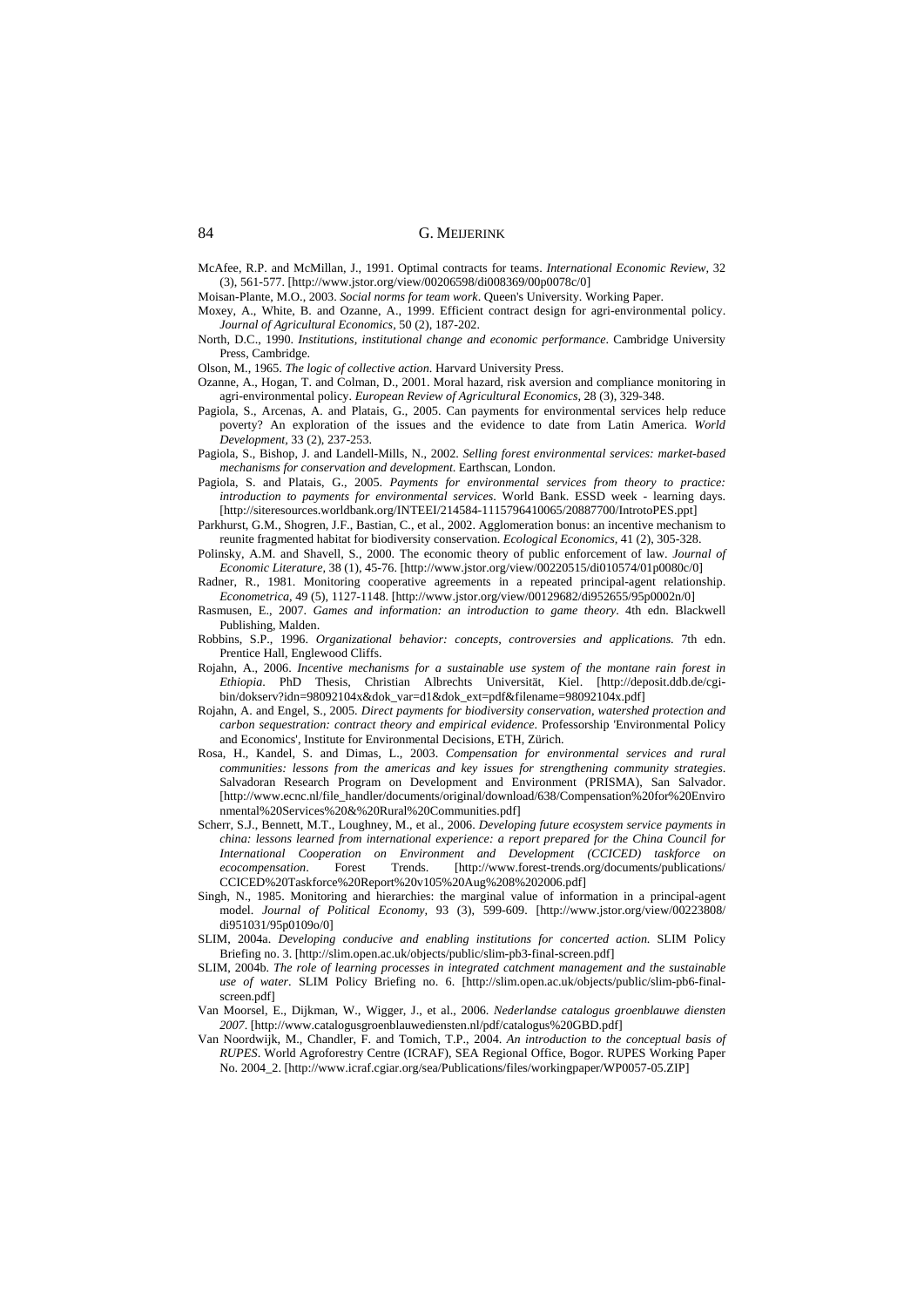McAfee, R.P. and McMillan, J., 1991. Optimal contracts for teams. *International Economic Review,* 32 (3), 561-577. [http://www.jstor.org/view/00206598/di008369/00p0078c/0]

Moisan-Plante, M.O., 2003. *Social norms for team work*. Queen's University. Working Paper.

Moxey, A., White, B. and Ozanne, A., 1999. Efficient contract design for agri-environmental policy. *Journal of Agricultural Economics,* 50 (2), 187-202.

North, D.C., 1990. *Institutions, institutional change and economic performance*. Cambridge University Press, Cambridge.

Olson, M., 1965. *The logic of collective action*. Harvard University Press.

Ozanne, A., Hogan, T. and Colman, D., 2001. Moral hazard, risk aversion and compliance monitoring in agri-environmental policy. *European Review of Agricultural Economics,* 28 (3), 329-348.

Pagiola, S., Arcenas, A. and Platais, G., 2005. Can payments for environmental services help reduce poverty? An exploration of the issues and the evidence to date from Latin America. *World Development,* 33 (2), 237-253.

Pagiola, S., Bishop, J. and Landell-Mills, N., 2002. *Selling forest environmental services: market-based mechanisms for conservation and development*. Earthscan, London.

Pagiola, S. and Platais, G., 2005. *Payments for environmental services from theory to practice: introduction to payments for environmental services*. World Bank. ESSD week - learning days. [http://siteresources.worldbank.org/INTEEI/214584-1115796410065/20887700/IntrotoPES.ppt]

Parkhurst, G.M., Shogren, J.F., Bastian, C., et al., 2002. Agglomeration bonus: an incentive mechanism to reunite fragmented habitat for biodiversity conservation. *Ecological Economics,* 41 (2), 305-328.

Polinsky, A.M. and Shavell, S., 2000. The economic theory of public enforcement of law. *Journal of Economic Literature,* 38 (1), 45-76. [http://www.jstor.org/view/00220515/di010574/01p0080c/0]

Radner, R., 1981. Monitoring cooperative agreements in a repeated principal-agent relationship. *Econometrica,* 49 (5), 1127-1148. [http://www.jstor.org/view/00129682/di952655/95p0002n/0]

Rasmusen, E., 2007. *Games and information: an introduction to game theory*. 4th edn. Blackwell Publishing, Malden.

Robbins, S.P., 1996. *Organizational behavior: concepts, controversies and applications.* 7th edn. Prentice Hall, Englewood Cliffs.

Rojahn, A., 2006. *Incentive mechanisms for a sustainable use system of the montane rain forest in Ethiopia*. PhD Thesis, Christian Albrechts Universität, Kiel. [http://deposit.ddb.de/cgi-bin/dokserv?idn=98092104x&dok_var=d1&dok_ext=pdf&filename=98092104x.pdf]

Rojahn, A. and Engel, S., 2005. *Direct payments for biodiversity conservation, watershed protection and carbon sequestration: contract theory and empirical evidence*. Professorship 'Environmental Policy and Economics', Institute for Environmental Decisions, ETH, Zürich.

Rosa, H., Kandel, S. and Dimas, L., 2003. *Compensation for environmental services and rural communities: lessons from the americas and key issues for strengthening community strategies*. Salvadoran Research Program on Development and Environment (PRISMA), San Salvador. [http://www.ecnc.nl/file_handler/documents/original/download/638/Compensation%20for%20Environmental%20Services%20&%20Rural%20Communities.pdf]

Scherr, S.J., Bennett, M.T., Loughney, M., et al., 2006. *Developing future ecosystem service payments in china: lessons learned from international experience: a report prepared for the China Council for International Cooperation on Environment and Development (CCICED) taskforce on ecocompensation*. Forest Trends. [http://www.forest-trends.org/documents/publications/CCICED%20Taskforce%20Report%20v105%208%20Aug%202006.pdf]

Singh, N., 1985. Monitoring and hierarchies: the marginal value of information in a principal-agent model. *Journal of Political Economy,* 93 (3), 599-609. [http://www.jstor.org/view/00223808/di951031/95p0109o/0]

SLIM, 2004a. *Developing conducive and enabling institutions for concerted action.* SLIM Policy Briefing no. 3. [http://slim.open.ac.uk/objects/public/slim-pb3-final-screen.pdf]

SLIM, 2004b. *The role of learning processes in integrated catchment management and the sustainable use of water*. SLIM Policy Briefing no. 6. [http://slim.open.ac.uk/objects/public/slim-pb6-final-screen.pdf]

Van Moorsel, E., Dijkman, W., Wigger, J., et al., 2006. *Nederlandse catalogus groenblauwe diensten 2007*. [http://www.catalogusgroenblauwediensten.nl/pdf/catalogus%20GBD.pdf]

Van Noordwijk, M., Chandler, F. and Tomich, T.P., 2004. *An introduction to the conceptual basis of RUPES*. World Agroforestry Centre (ICRAF), SEA Regional Office, Bogor. RUPES Working Paper No. 2004_2. [http://www.icraf.cgiar.org/sea/Publications/files/workingpaper/WP0057-05.ZIP]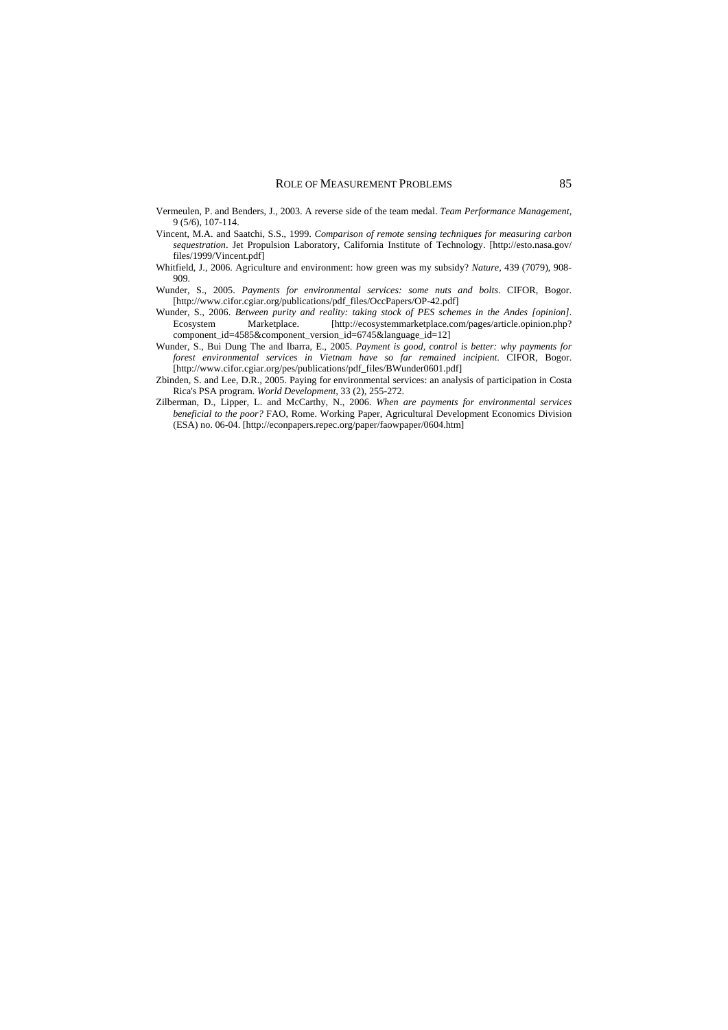Vermeulen, P. and Benders, J., 2003. A reverse side of the team medal. *Team Performance Management*, 9 (5/6), 107-114.

Vincent, M.A. and Saatchi, S.S., 1999. *Comparison of remote sensing techniques for measuring carbon sequestration*. Jet Propulsion Laboratory, California Institute of Technology. [http://esto.nasa.gov/files/1999/Vincent.pdf]

Whitfield, J., 2006. Agriculture and environment: how green was my subsidy? *Nature*, 439 (7079), 908-909.

Wunder, S., 2005. *Payments for environmental services: some nuts and bolts*. CIFOR, Bogor. [http://www.cifor.cgiar.org/publications/pdf_files/OccPapers/OP-42.pdf]

Wunder, S., 2006. *Between purity and reality: taking stock of PES schemes in the Andes [opinion]*. Ecosystem Marketplace. [http://ecosystemmarketplace.com/pages/article.opinion.php?component_id=4585&component_version_id=6745&language_id=12]

Wunder, S., Bui Dung The and Ibarra, E., 2005. *Payment is good, control is better: why payments for forest environmental services in Vietnam have so far remained incipient*. CIFOR, Bogor. [http://www.cifor.cgiar.org/pes/publications/pdf_files/BWunder0601.pdf]

Zbinden, S. and Lee, D.R., 2005. Paying for environmental services: an analysis of participation in Costa Rica's PSA program. *World Development*, 33 (2), 255-272.

Zilberman, D., Lipper, L. and McCarthy, N., 2006. *When are payments for environmental services beneficial to the poor?* FAO, Rome. Working Paper, Agricultural Development Economics Division (ESA) no. 06-04. [http://econpapers.repec.org/paper/faowpaper/0604.htm]